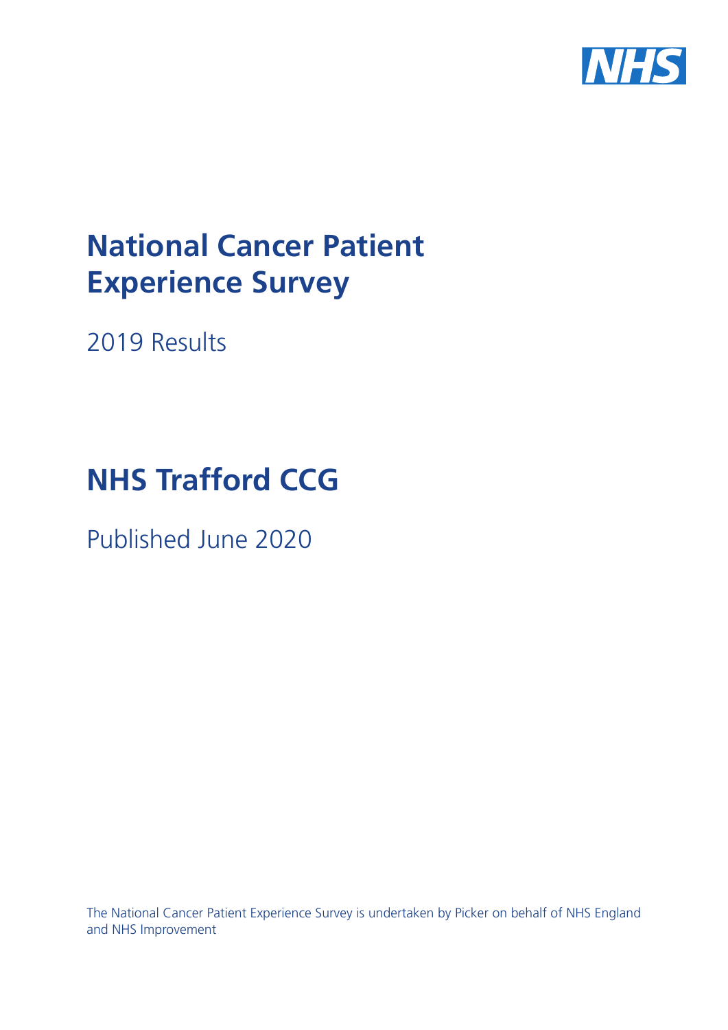# National Cancer Patient Experience Survey

2019 Results

# NHS Trafford CCG

Published June 2020

The National Cancer Patient Experience Survey is undertaken by Picker on behalf of NHS England and NHS Improvement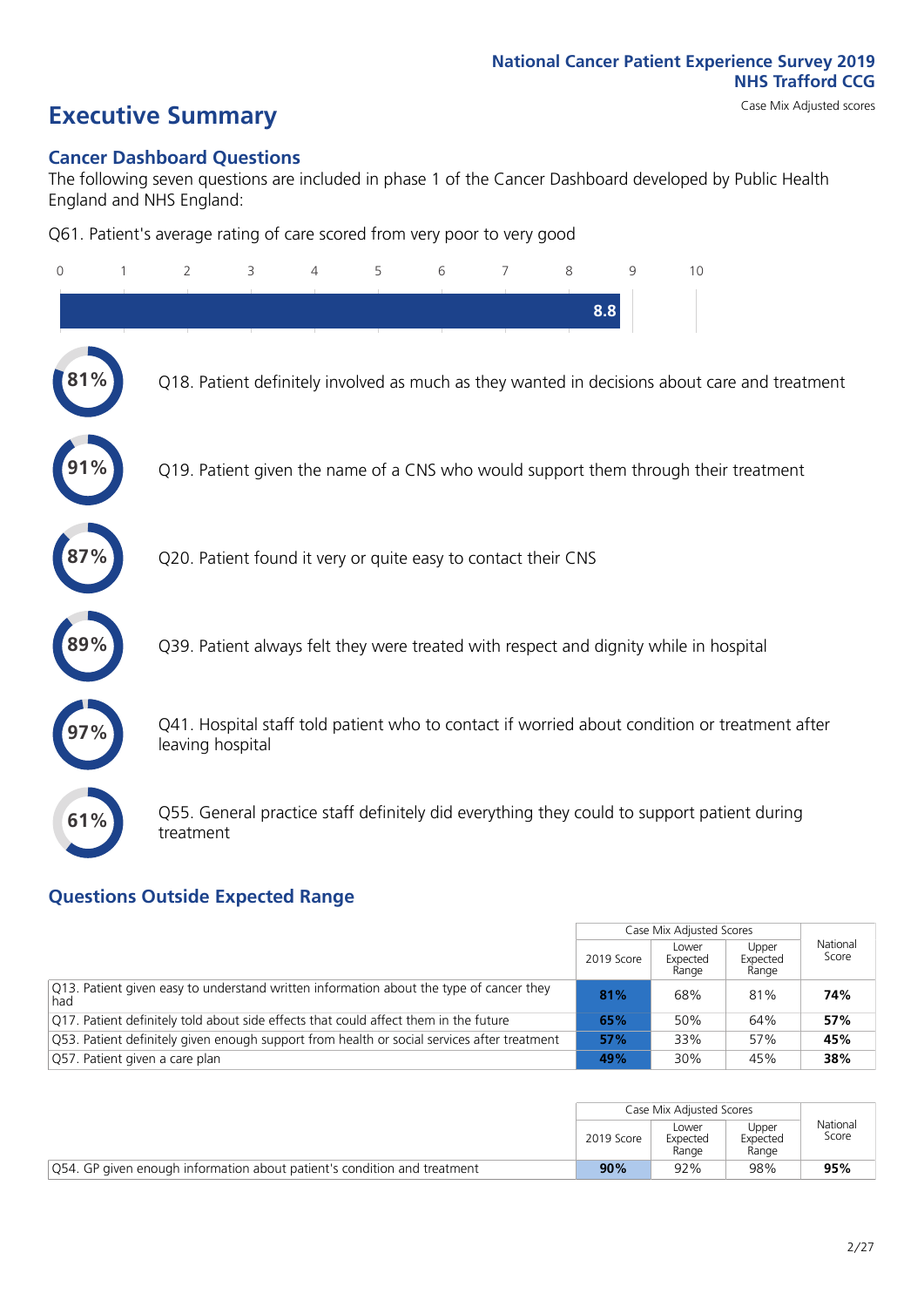National Cancer Patient Experience Survey 2019
NHS Trafford CCG
Case Mix Adjusted scores

# Executive Summary

## Cancer Dashboard Questions

The following seven questions are included in phase 1 of the Cancer Dashboard developed by Public Health England and NHS England:

Q61. Patient's average rating of care scored from very poor to very good

8.8

81% Q18. Patient definitely involved as much as they wanted in decisions about care and treatment

91% Q19. Patient given the name of a CNS who would support them through their treatment

87% Q20. Patient found it very or quite easy to contact their CNS

89% Q39. Patient always felt they were treated with respect and dignity while in hospital

97% Q41. Hospital staff told patient who to contact if worried about condition or treatment after leaving hospital

61% Q55. General practice staff definitely did everything they could to support patient during treatment

## Questions Outside Expected Range

| | Case Mix Adjusted Scores | | | National Score |
|---|---|---|---|---|
| | 2019 Score | Lower Expected Range | Upper Expected Range | |
| Q13. Patient given easy to understand written information about the type of cancer they had | **81%** | 68% | 81% | **74%** |
| Q17. Patient definitely told about side effects that could affect them in the future | **65%** | 50% | 64% | **57%** |
| Q53. Patient definitely given enough support from health or social services after treatment | **57%** | 33% | 57% | **45%** |
| Q57. Patient given a care plan | **49%** | 30% | 45% | **38%** |

| | Case Mix Adjusted Scores | | | National Score |
|---|---|---|---|---|
| | 2019 Score | Lower Expected Range | Upper Expected Range | |
| Q54. GP given enough information about patient's condition and treatment | **90%** | 92% | 98% | **95%** |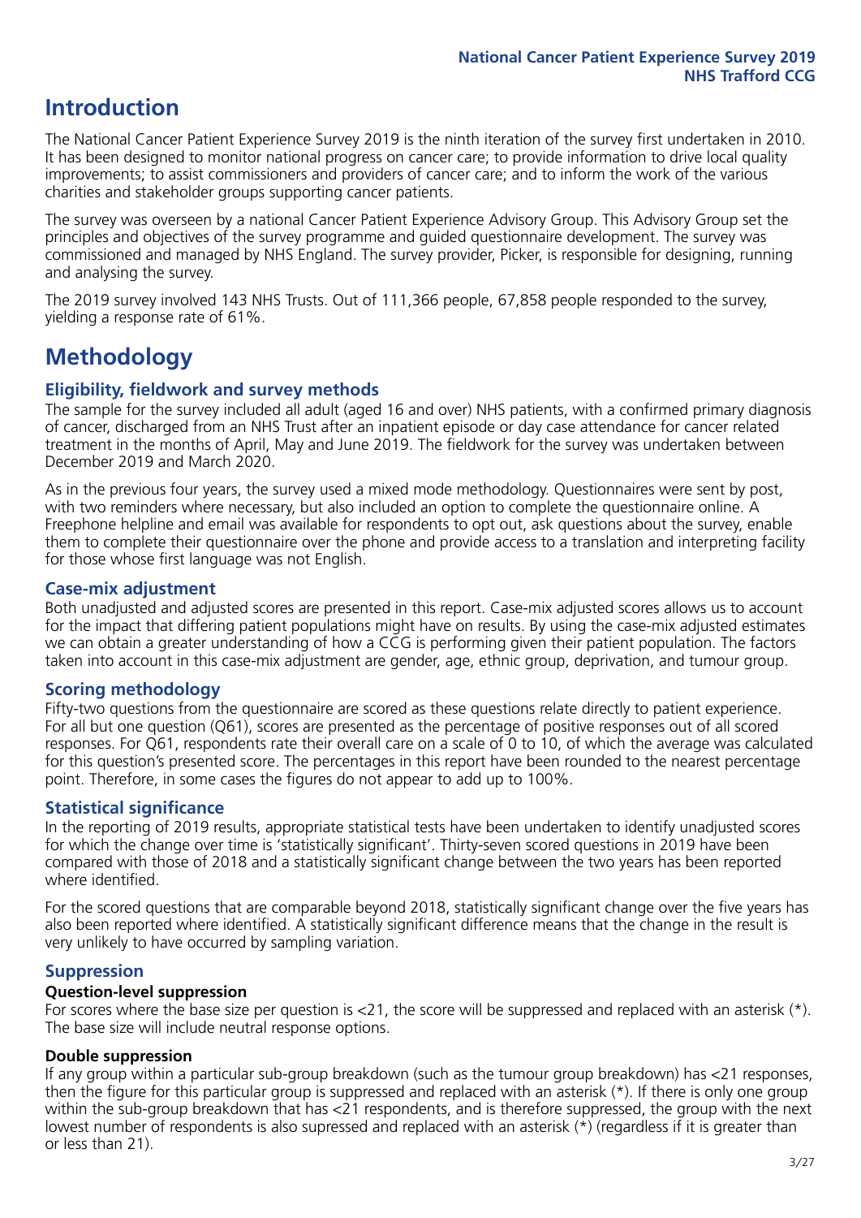# Introduction

The National Cancer Patient Experience Survey 2019 is the ninth iteration of the survey first undertaken in 2010. It has been designed to monitor national progress on cancer care; to provide information to drive local quality improvements; to assist commissioners and providers of cancer care; and to inform the work of the various charities and stakeholder groups supporting cancer patients.

The survey was overseen by a national Cancer Patient Experience Advisory Group. This Advisory Group set the principles and objectives of the survey programme and guided questionnaire development. The survey was commissioned and managed by NHS England. The survey provider, Picker, is responsible for designing, running and analysing the survey.

The 2019 survey involved 143 NHS Trusts. Out of 111,366 people, 67,858 people responded to the survey, yielding a response rate of 61%.

# Methodology

### Eligibility, fieldwork and survey methods

The sample for the survey included all adult (aged 16 and over) NHS patients, with a confirmed primary diagnosis of cancer, discharged from an NHS Trust after an inpatient episode or day case attendance for cancer related treatment in the months of April, May and June 2019. The fieldwork for the survey was undertaken between December 2019 and March 2020.

As in the previous four years, the survey used a mixed mode methodology. Questionnaires were sent by post, with two reminders where necessary, but also included an option to complete the questionnaire online. A Freephone helpline and email was available for respondents to opt out, ask questions about the survey, enable them to complete their questionnaire over the phone and provide access to a translation and interpreting facility for those whose first language was not English.

### Case-mix adjustment

Both unadjusted and adjusted scores are presented in this report. Case-mix adjusted scores allows us to account for the impact that differing patient populations might have on results. By using the case-mix adjusted estimates we can obtain a greater understanding of how a CCG is performing given their patient population. The factors taken into account in this case-mix adjustment are gender, age, ethnic group, deprivation, and tumour group.

### Scoring methodology

Fifty-two questions from the questionnaire are scored as these questions relate directly to patient experience. For all but one question (Q61), scores are presented as the percentage of positive responses out of all scored responses. For Q61, respondents rate their overall care on a scale of 0 to 10, of which the average was calculated for this question's presented score. The percentages in this report have been rounded to the nearest percentage point. Therefore, in some cases the figures do not appear to add up to 100%.

### Statistical significance

In the reporting of 2019 results, appropriate statistical tests have been undertaken to identify unadjusted scores for which the change over time is 'statistically significant'. Thirty-seven scored questions in 2019 have been compared with those of 2018 and a statistically significant change between the two years has been reported where identified.

For the scored questions that are comparable beyond 2018, statistically significant change over the five years has also been reported where identified. A statistically significant difference means that the change in the result is very unlikely to have occurred by sampling variation.

### Suppression

#### Question-level suppression

For scores where the base size per question is <21, the score will be suppressed and replaced with an asterisk (*). The base size will include neutral response options.

#### Double suppression

If any group within a particular sub-group breakdown (such as the tumour group breakdown) has <21 responses, then the figure for this particular group is suppressed and replaced with an asterisk (*). If there is only one group within the sub-group breakdown that has <21 respondents, and is therefore suppressed, the group with the next lowest number of respondents is also supressed and replaced with an asterisk (*) (regardless if it is greater than or less than 21).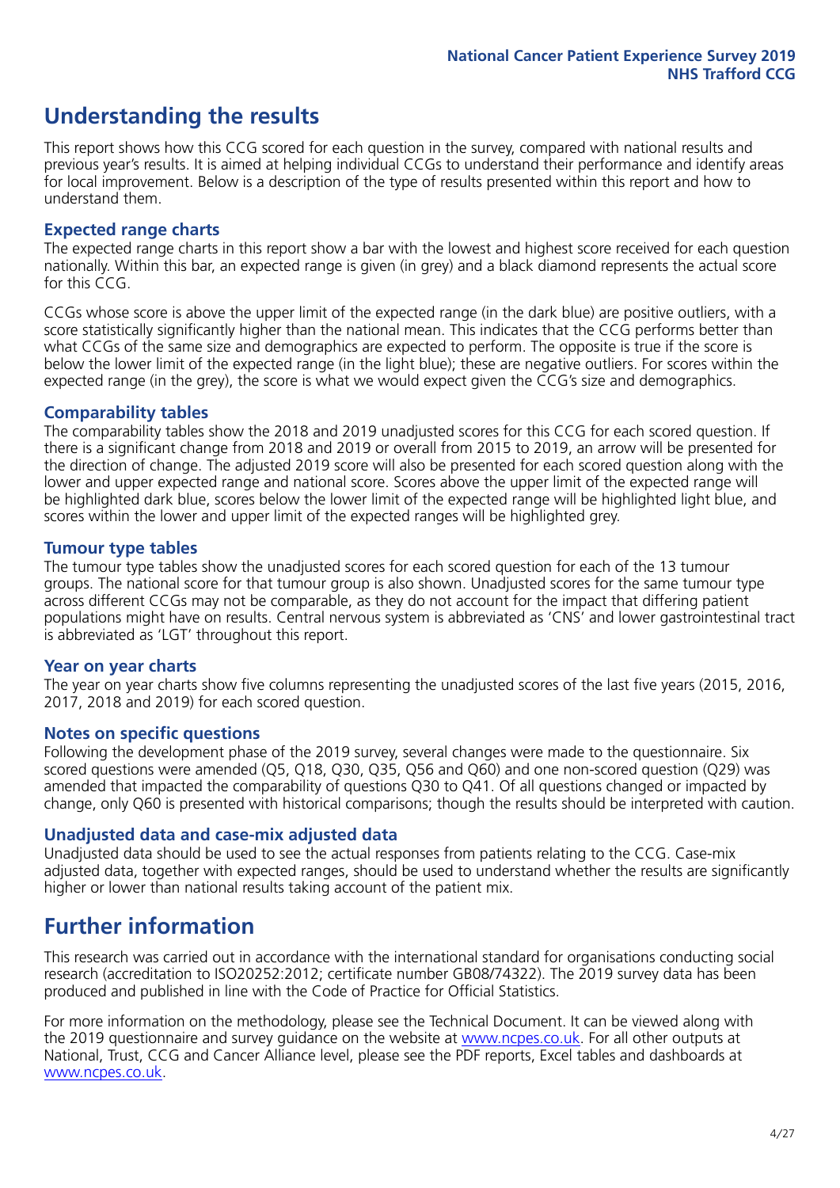# Understanding the results

This report shows how this CCG scored for each question in the survey, compared with national results and previous year's results. It is aimed at helping individual CCGs to understand their performance and identify areas for local improvement. Below is a description of the type of results presented within this report and how to understand them.

## Expected range charts

The expected range charts in this report show a bar with the lowest and highest score received for each question nationally. Within this bar, an expected range is given (in grey) and a black diamond represents the actual score for this CCG.

CCGs whose score is above the upper limit of the expected range (in the dark blue) are positive outliers, with a score statistically significantly higher than the national mean. This indicates that the CCG performs better than what CCGs of the same size and demographics are expected to perform. The opposite is true if the score is below the lower limit of the expected range (in the light blue); these are negative outliers. For scores within the expected range (in the grey), the score is what we would expect given the CCG's size and demographics.

## Comparability tables

The comparability tables show the 2018 and 2019 unadjusted scores for this CCG for each scored question. If there is a significant change from 2018 and 2019 or overall from 2015 to 2019, an arrow will be presented for the direction of change. The adjusted 2019 score will also be presented for each scored question along with the lower and upper expected range and national score. Scores above the upper limit of the expected range will be highlighted dark blue, scores below the lower limit of the expected range will be highlighted light blue, and scores within the lower and upper limit of the expected ranges will be highlighted grey.

## Tumour type tables

The tumour type tables show the unadjusted scores for each scored question for each of the 13 tumour groups. The national score for that tumour group is also shown. Unadjusted scores for the same tumour type across different CCGs may not be comparable, as they do not account for the impact that differing patient populations might have on results. Central nervous system is abbreviated as 'CNS' and lower gastrointestinal tract is abbreviated as 'LGT' throughout this report.

## Year on year charts

The year on year charts show five columns representing the unadjusted scores of the last five years (2015, 2016, 2017, 2018 and 2019) for each scored question.

## Notes on specific questions

Following the development phase of the 2019 survey, several changes were made to the questionnaire. Six scored questions were amended (Q5, Q18, Q30, Q35, Q56 and Q60) and one non-scored question (Q29) was amended that impacted the comparability of questions Q30 to Q41. Of all questions changed or impacted by change, only Q60 is presented with historical comparisons; though the results should be interpreted with caution.

## Unadjusted data and case-mix adjusted data

Unadjusted data should be used to see the actual responses from patients relating to the CCG. Case-mix adjusted data, together with expected ranges, should be used to understand whether the results are significantly higher or lower than national results taking account of the patient mix.

# Further information

This research was carried out in accordance with the international standard for organisations conducting social research (accreditation to ISO20252:2012; certificate number GB08/74322). The 2019 survey data has been produced and published in line with the Code of Practice for Official Statistics.

For more information on the methodology, please see the Technical Document. It can be viewed along with the 2019 questionnaire and survey guidance on the website at www.ncpes.co.uk. For all other outputs at National, Trust, CCG and Cancer Alliance level, please see the PDF reports, Excel tables and dashboards at www.ncpes.co.uk.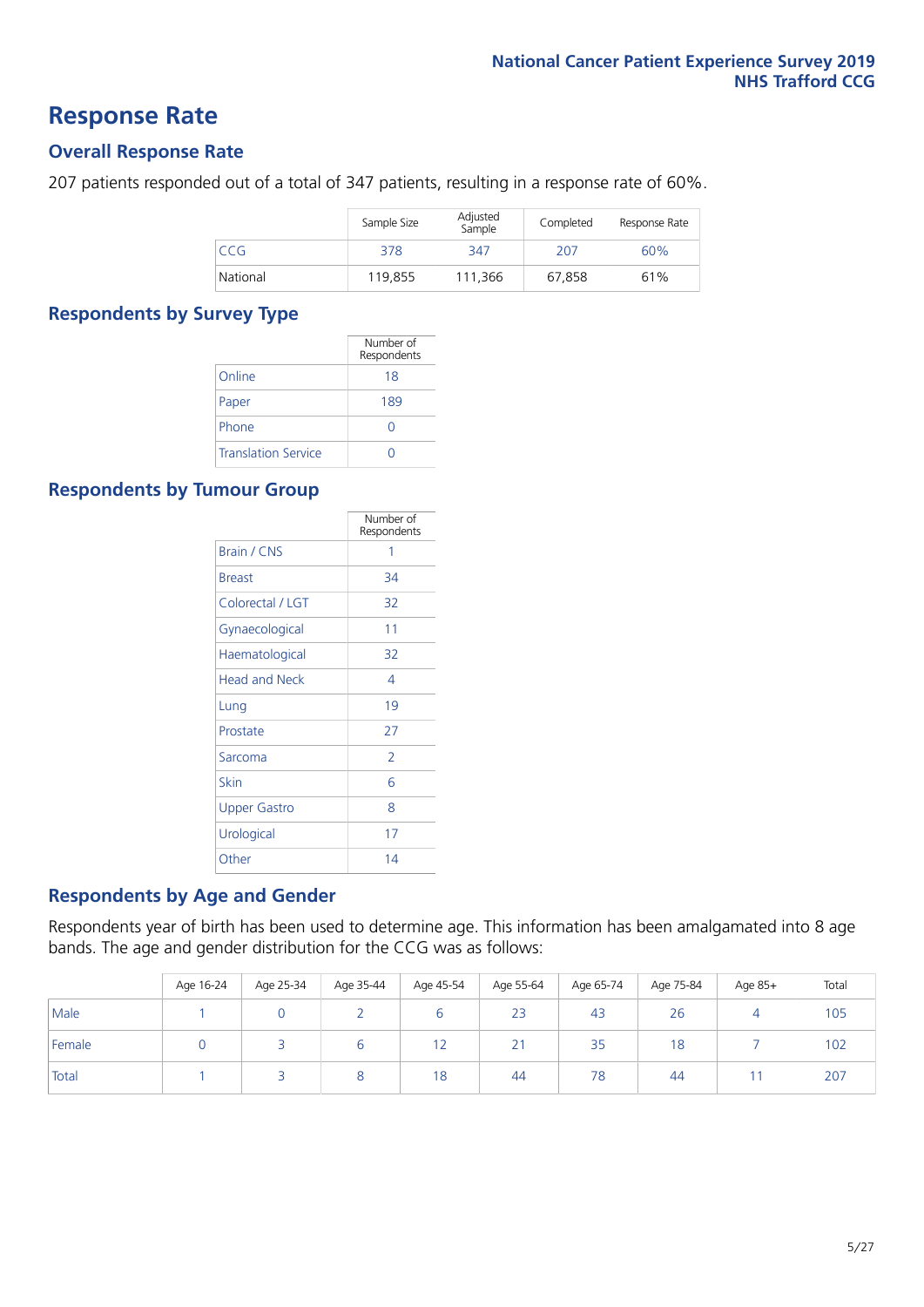# Response Rate

## Overall Response Rate

207 patients responded out of a total of 347 patients, resulting in a response rate of 60%.

| | Sample Size | Adjusted Sample | Completed | Response Rate |
|---|---|---|---|---|
| CCG | 378 | 347 | 207 | 60% |
| National | 119,855 | 111,366 | 67,858 | 61% |

## Respondents by Survey Type

| | Number of Respondents |
|---|---|
| Online | 18 |
| Paper | 189 |
| Phone | 0 |
| Translation Service | 0 |

## Respondents by Tumour Group

| | Number of Respondents |
|---|---|
| Brain / CNS | 1 |
| Breast | 34 |
| Colorectal / LGT | 32 |
| Gynaecological | 11 |
| Haematological | 32 |
| Head and Neck | 4 |
| Lung | 19 |
| Prostate | 27 |
| Sarcoma | 2 |
| Skin | 6 |
| Upper Gastro | 8 |
| Urological | 17 |
| Other | 14 |

## Respondents by Age and Gender

Respondents year of birth has been used to determine age. This information has been amalgamated into 8 age bands. The age and gender distribution for the CCG was as follows:

| | Age 16-24 | Age 25-34 | Age 35-44 | Age 45-54 | Age 55-64 | Age 65-74 | Age 75-84 | Age 85+ | Total |
|---|---|---|---|---|---|---|---|---|---|
| Male | 1 | 0 | 2 | 6 | 23 | 43 | 26 | 4 | 105 |
| Female | 0 | 3 | 6 | 12 | 21 | 35 | 18 | 7 | 102 |
| Total | 1 | 3 | 8 | 18 | 44 | 78 | 44 | 11 | 207 |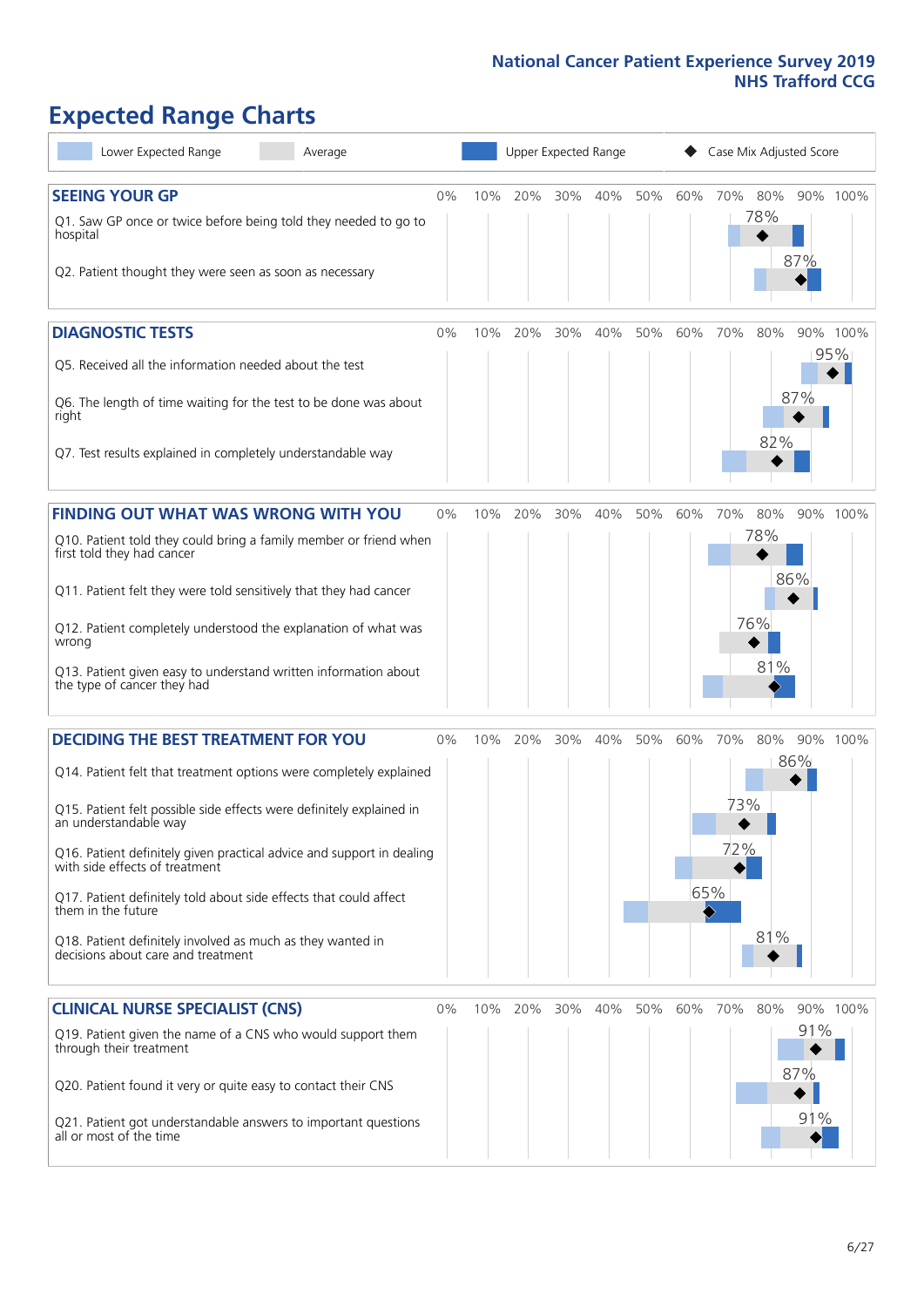National Cancer Patient Experience Survey 2019
NHS Trafford CCG

# Expected Range Charts

Lower Expected Range | Average | Upper Expected Range | Case Mix Adjusted Score

## SEEING YOUR GP

| Question | Case Mix Adjusted Score |
|---|---|
| Q1. Saw GP once or twice before being told they needed to go to hospital | 78% |
| Q2. Patient thought they were seen as soon as necessary | 87% |

## DIAGNOSTIC TESTS

| Question | Case Mix Adjusted Score |
|---|---|
| Q5. Received all the information needed about the test | 95% |
| Q6. The length of time waiting for the test to be done was about right | 87% |
| Q7. Test results explained in completely understandable way | 82% |

## FINDING OUT WHAT WAS WRONG WITH YOU

| Question | Case Mix Adjusted Score |
|---|---|
| Q10. Patient told they could bring a family member or friend when first told they had cancer | 78% |
| Q11. Patient felt they were told sensitively that they had cancer | 86% |
| Q12. Patient completely understood the explanation of what was wrong | 76% |
| Q13. Patient given easy to understand written information about the type of cancer they had | 81% |

## DECIDING THE BEST TREATMENT FOR YOU

| Question | Case Mix Adjusted Score |
|---|---|
| Q14. Patient felt that treatment options were completely explained | 86% |
| Q15. Patient felt possible side effects were definitely explained in an understandable way | 73% |
| Q16. Patient definitely given practical advice and support in dealing with side effects of treatment | 72% |
| Q17. Patient definitely told about side effects that could affect them in the future | 65% |
| Q18. Patient definitely involved as much as they wanted in decisions about care and treatment | 81% |

## CLINICAL NURSE SPECIALIST (CNS)

| Question | Case Mix Adjusted Score |
|---|---|
| Q19. Patient given the name of a CNS who would support them through their treatment | 91% |
| Q20. Patient found it very or quite easy to contact their CNS | 87% |
| Q21. Patient got understandable answers to important questions all or most of the time | 91% |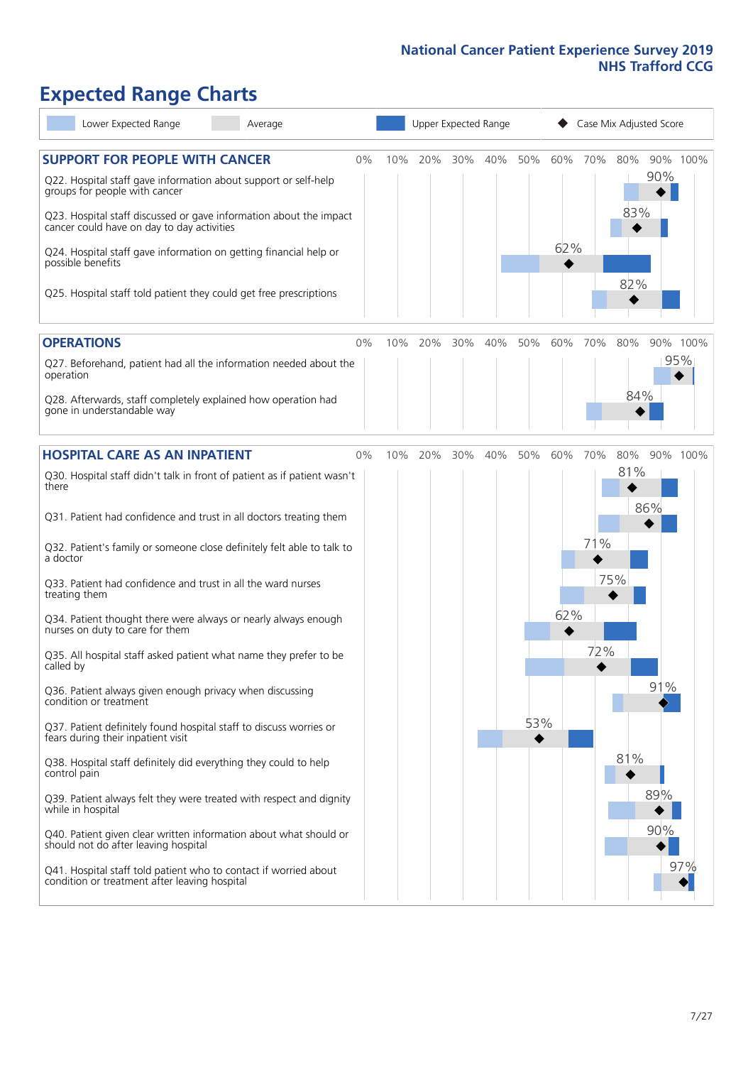National Cancer Patient Experience Survey 2019
NHS Trafford CCG

# Expected Range Charts

Lower Expected Range | Average | Upper Expected Range | Case Mix Adjusted Score

## SUPPORT FOR PEOPLE WITH CANCER

| Question | Case Mix Adjusted Score |
|---|---|
| Q22. Hospital staff gave information about support or self-help groups for people with cancer | 90% |
| Q23. Hospital staff discussed or gave information about the impact cancer could have on day to day activities | 83% |
| Q24. Hospital staff gave information on getting financial help or possible benefits | 62% |
| Q25. Hospital staff told patient they could get free prescriptions | 82% |

## OPERATIONS

| Question | Case Mix Adjusted Score |
|---|---|
| Q27. Beforehand, patient had all the information needed about the operation | 95% |
| Q28. Afterwards, staff completely explained how operation had gone in understandable way | 84% |

## HOSPITAL CARE AS AN INPATIENT

| Question | Case Mix Adjusted Score |
|---|---|
| Q30. Hospital staff didn't talk in front of patient as if patient wasn't there | 81% |
| Q31. Patient had confidence and trust in all doctors treating them | 86% |
| Q32. Patient's family or someone close definitely felt able to talk to a doctor | 71% |
| Q33. Patient had confidence and trust in all the ward nurses treating them | 75% |
| Q34. Patient thought there were always or nearly always enough nurses on duty to care for them | 62% |
| Q35. All hospital staff asked patient what name they prefer to be called by | 72% |
| Q36. Patient always given enough privacy when discussing condition or treatment | 91% |
| Q37. Patient definitely found hospital staff to discuss worries or fears during their inpatient visit | 53% |
| Q38. Hospital staff definitely did everything they could to help control pain | 81% |
| Q39. Patient always felt they were treated with respect and dignity while in hospital | 89% |
| Q40. Patient given clear written information about what should or should not do after leaving hospital | 90% |
| Q41. Hospital staff told patient who to contact if worried about condition or treatment after leaving hospital | 97% |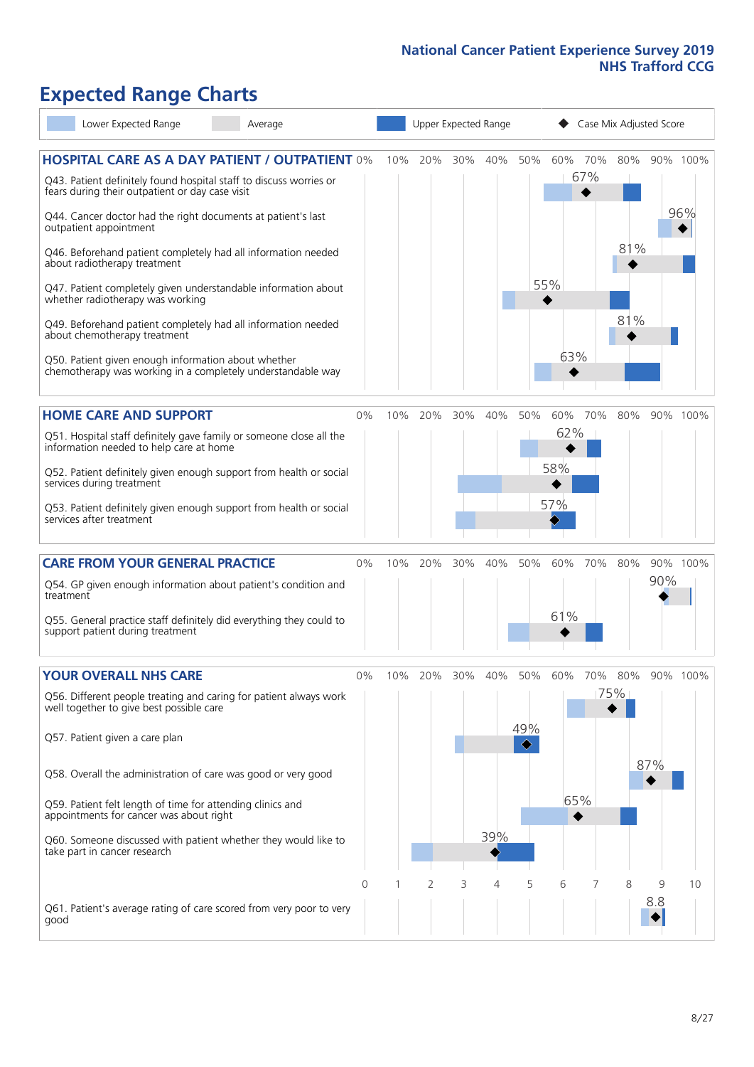# Expected Range Charts

Lower Expected Range | Average | Upper Expected Range | Case Mix Adjusted Score

## HOSPITAL CARE AS A DAY PATIENT / OUTPATIENT

| Question | Case Mix Adjusted Score |
|---|---|
| Q43. Patient definitely found hospital staff to discuss worries or fears during their outpatient or day case visit | 67% |
| Q44. Cancer doctor had the right documents at patient's last outpatient appointment | 96% |
| Q46. Beforehand patient completely had all information needed about radiotherapy treatment | 81% |
| Q47. Patient completely given understandable information about whether radiotherapy treatment was working | 55% |
| Q49. Beforehand patient completely had all information needed about chemotherapy treatment | 81% |
| Q50. Patient given enough information about whether chemotherapy was working in a completely understandable way | 63% |

## HOME CARE AND SUPPORT

| Question | Case Mix Adjusted Score |
|---|---|
| Q51. Hospital staff definitely gave family or someone close all the information needed to help care at home | 62% |
| Q52. Patient definitely given enough support from health or social services during treatment | 58% |
| Q53. Patient definitely given enough support from health or social services after treatment | 57% |

## CARE FROM YOUR GENERAL PRACTICE

| Question | Case Mix Adjusted Score |
|---|---|
| Q54. GP given enough information about patient's condition and treatment | 90% |
| Q55. General practice staff definitely did everything they could to support patient during treatment | 61% |

## YOUR OVERALL NHS CARE

| Question | Case Mix Adjusted Score |
|---|---|
| Q56. Different people treating and caring for patient always work well together to give best possible care | 75% |
| Q57. Patient given a care plan | 49% |
| Q58. Overall the administration of care was good or very good | 87% |
| Q59. Patient felt length of time for attending clinics and appointments for cancer was about right | 65% |
| Q60. Someone discussed with patient whether they would like to take part in cancer research | 39% |
| Q61. Patient's average rating of care scored from very poor to very good (scale 0–10) | 8.8 |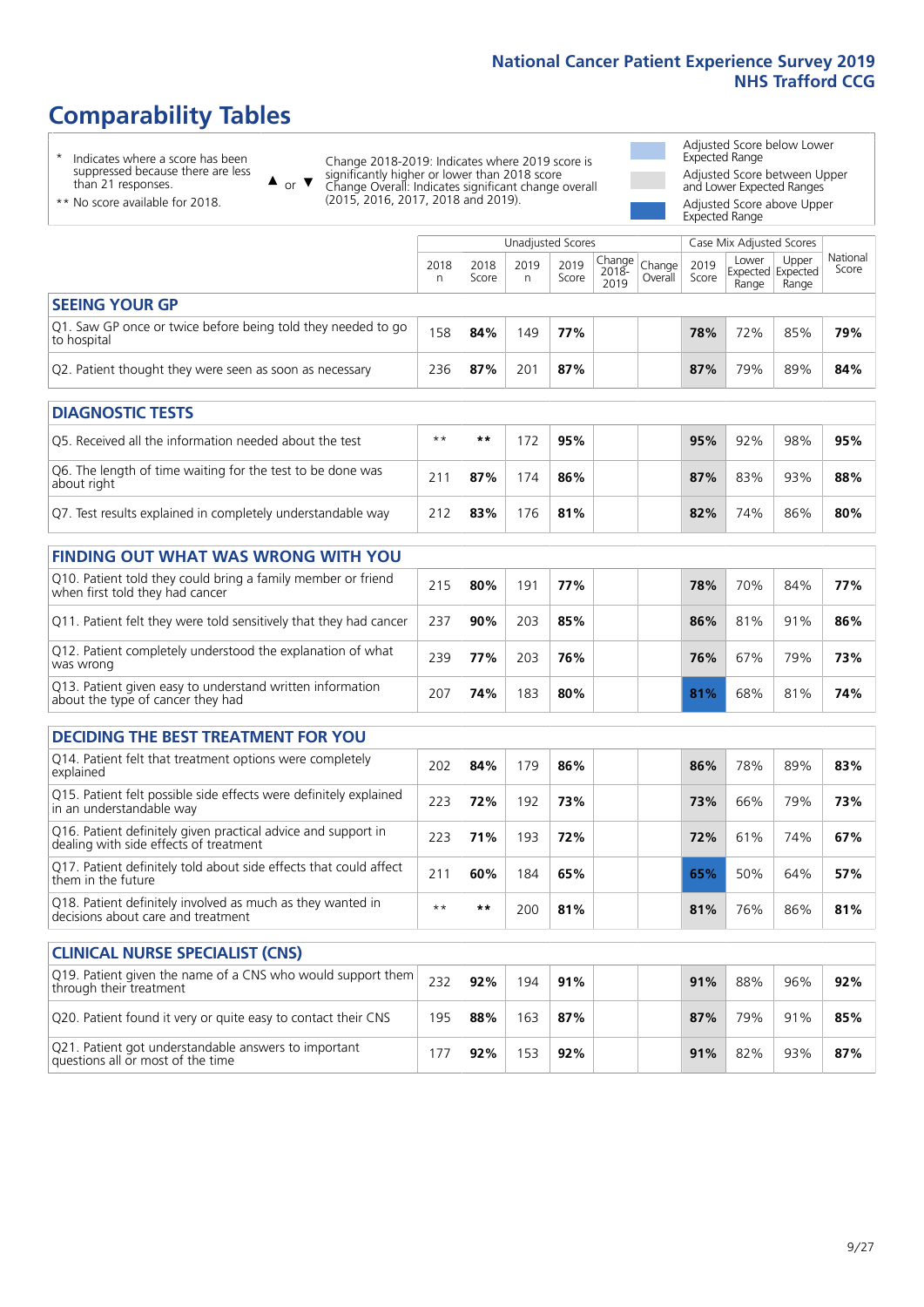# Comparability Tables

\* Indicates where a score has been suppressed because there are less than 21 responses.

\*\* No score available for 2018.

▲ or ▼ Change 2018-2019: Indicates where 2019 score is significantly higher or lower than 2018 score. Change Overall: Indicates significant change overall (2015, 2016, 2017, 2018 and 2019).

- Adjusted Score below Lower Expected Range
- Adjusted Score between Upper and Lower Expected Ranges
- Adjusted Score above Upper Expected Range

| | Unadjusted Scores | | | | | | Case Mix Adjusted Scores | | | |
|---|---|---|---|---|---|---|---|---|---|---|
| | 2018 n | 2018 Score | 2019 n | 2019 Score | Change 2018-2019 | Change Overall | 2019 Score | Lower Expected Range | Upper Expected Range | National Score |
| **SEEING YOUR GP** | | | | | | | | | | |
| Q1. Saw GP once or twice before being told they needed to go to hospital | 158 | **84%** | 149 | **77%** | | | **78%** | 72% | 85% | **79%** |
| Q2. Patient thought they were seen as soon as necessary | 236 | **87%** | 201 | **87%** | | | **87%** | 79% | 89% | **84%** |
| **DIAGNOSTIC TESTS** | | | | | | | | | | |
| Q5. Received all the information needed about the test | ** | ** | 172 | **95%** | | | **95%** | 92% | 98% | **95%** |
| Q6. The length of time waiting for the test to be done was about right | 211 | **87%** | 174 | **86%** | | | **87%** | 83% | 93% | **88%** |
| Q7. Test results explained in completely understandable way | 212 | **83%** | 176 | **81%** | | | **82%** | 74% | 86% | **80%** |
| **FINDING OUT WHAT WAS WRONG WITH YOU** | | | | | | | | | | |
| Q10. Patient told they could bring a family member or friend when first told they had cancer | 215 | **80%** | 191 | **77%** | | | **78%** | 70% | 84% | **77%** |
| Q11. Patient felt they were told sensitively that they had cancer | 237 | **90%** | 203 | **85%** | | | **86%** | 81% | 91% | **86%** |
| Q12. Patient completely understood the explanation of what was wrong | 239 | **77%** | 203 | **76%** | | | **76%** | 67% | 79% | **73%** |
| Q13. Patient given easy to understand written information about the type of cancer they had | 207 | **74%** | 183 | **80%** | | | **81%** | 68% | 81% | **74%** |
| **DECIDING THE BEST TREATMENT FOR YOU** | | | | | | | | | | |
| Q14. Patient felt that treatment options were completely explained | 202 | **84%** | 179 | **86%** | | | **86%** | 78% | 89% | **83%** |
| Q15. Patient felt possible side effects were definitely explained in an understandable way | 223 | **72%** | 192 | **73%** | | | **73%** | 66% | 79% | **73%** |
| Q16. Patient definitely given practical advice and support in dealing with side effects of treatment | 223 | **71%** | 193 | **72%** | | | **72%** | 61% | 74% | **67%** |
| Q17. Patient definitely told about side effects that could affect them in the future | 211 | **60%** | 184 | **65%** | | | **65%** | 50% | 64% | **57%** |
| Q18. Patient definitely involved as much as they wanted in decisions about care and treatment | ** | ** | 200 | **81%** | | | **81%** | 76% | 86% | **81%** |
| **CLINICAL NURSE SPECIALIST (CNS)** | | | | | | | | | | |
| Q19. Patient given the name of a CNS who would support them through their treatment | 232 | **92%** | 194 | **91%** | | | **91%** | 88% | 96% | **92%** |
| Q20. Patient found it very or quite easy to contact their CNS | 195 | **88%** | 163 | **87%** | | | **87%** | 79% | 91% | **85%** |
| Q21. Patient got understandable answers to important questions all or most of the time | 177 | **92%** | 153 | **92%** | | | **91%** | 82% | 93% | **87%** |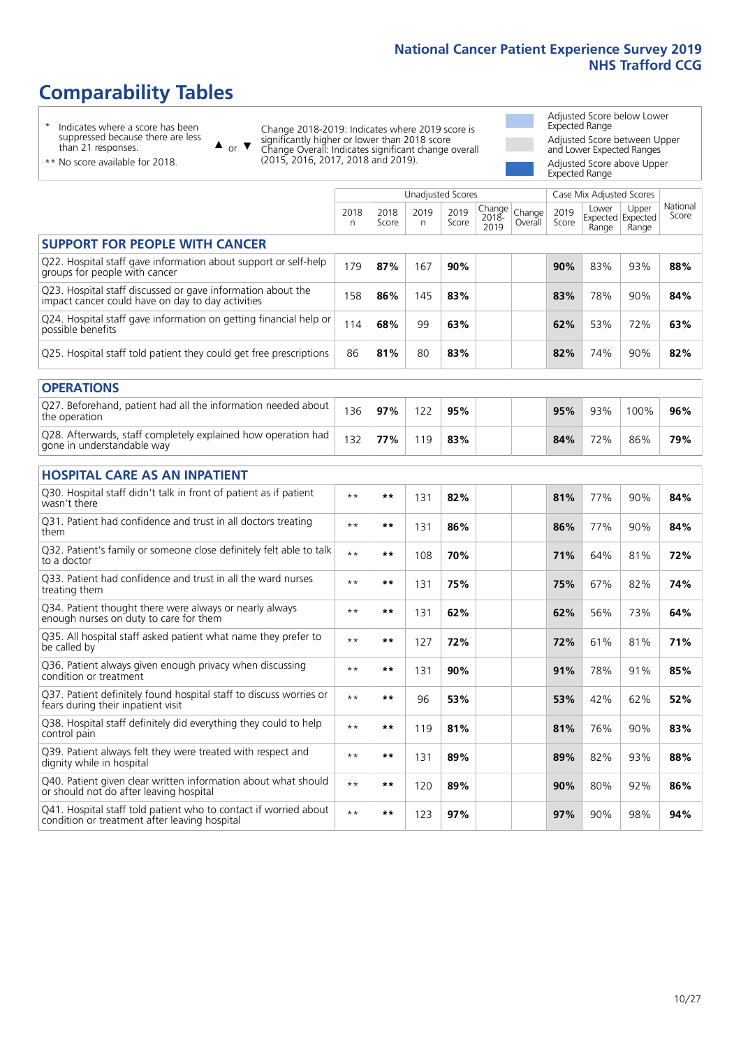# Comparability Tables

\* Indicates where a score has been suppressed because there are less than 21 responses.

\*\* No score available for 2018.

▲ or ▼ Change 2018-2019: Indicates where 2019 score is significantly higher or lower than 2018 score. Change Overall: Indicates significant change overall (2015, 2016, 2017, 2018 and 2019).

Adjusted Score below Lower Expected Range

Adjusted Score between Upper and Lower Expected Ranges

Adjusted Score above Upper Expected Range

| | Unadjusted Scores | | | | | | Case Mix Adjusted Scores | | | |
|---|---|---|---|---|---|---|---|---|---|---|
| | 2018 n | 2018 Score | 2019 n | 2019 Score | Change 2018-2019 | Change Overall | 2019 Score | Lower Expected Range | Upper Expected Range | National Score |
| **SUPPORT FOR PEOPLE WITH CANCER** | | | | | | | | | | |
| Q22. Hospital staff gave information about support or self-help groups for people with cancer | 179 | **87%** | 167 | **90%** | | | **90%** | 83% | 93% | **88%** |
| Q23. Hospital staff discussed or gave information about the impact cancer could have on day to day activities | 158 | **86%** | 145 | **83%** | | | **83%** | 78% | 90% | **84%** |
| Q24. Hospital staff gave information on getting financial help or possible benefits | 114 | **68%** | 99 | **63%** | | | **62%** | 53% | 72% | **63%** |
| Q25. Hospital staff told patient they could get free prescriptions | 86 | **81%** | 80 | **83%** | | | **82%** | 74% | 90% | **82%** |
| **OPERATIONS** | | | | | | | | | | |
| Q27. Beforehand, patient had all the information needed about the operation | 136 | **97%** | 122 | **95%** | | | **95%** | 93% | 100% | **96%** |
| Q28. Afterwards, staff completely explained how operation had gone in understandable way | 132 | **77%** | 119 | **83%** | | | **84%** | 72% | 86% | **79%** |
| **HOSPITAL CARE AS AN INPATIENT** | | | | | | | | | | |
| Q30. Hospital staff didn't talk in front of patient as if patient wasn't there | ** | ** | 131 | **82%** | | | **81%** | 77% | 90% | **84%** |
| Q31. Patient had confidence and trust in all doctors treating them | ** | ** | 131 | **86%** | | | **86%** | 77% | 90% | **84%** |
| Q32. Patient's family or someone close definitely felt able to talk to a doctor | ** | ** | 108 | **70%** | | | **71%** | 64% | 81% | **72%** |
| Q33. Patient had confidence and trust in all the ward nurses treating them | ** | ** | 131 | **75%** | | | **75%** | 67% | 82% | **74%** |
| Q34. Patient thought there were always or nearly always enough nurses on duty to care for them | ** | ** | 131 | **62%** | | | **62%** | 56% | 73% | **64%** |
| Q35. All hospital staff asked patient what name they prefer to be called by | ** | ** | 127 | **72%** | | | **72%** | 61% | 81% | **71%** |
| Q36. Patient always given enough privacy when discussing condition or treatment | ** | ** | 131 | **90%** | | | **91%** | 78% | 91% | **85%** |
| Q37. Patient definitely found hospital staff to discuss worries or fears during their inpatient visit | ** | ** | 96 | **53%** | | | **53%** | 42% | 62% | **52%** |
| Q38. Hospital staff definitely did everything they could to help control pain | ** | ** | 119 | **81%** | | | **81%** | 76% | 90% | **83%** |
| Q39. Patient always felt they were treated with respect and dignity while in hospital | ** | ** | 131 | **89%** | | | **89%** | 82% | 93% | **88%** |
| Q40. Patient given clear written information about what should or should not do after leaving hospital | ** | ** | 120 | **89%** | | | **90%** | 80% | 92% | **86%** |
| Q41. Hospital staff told patient who to contact if worried about condition or treatment after leaving hospital | ** | ** | 123 | **97%** | | | **97%** | 90% | 98% | **94%** |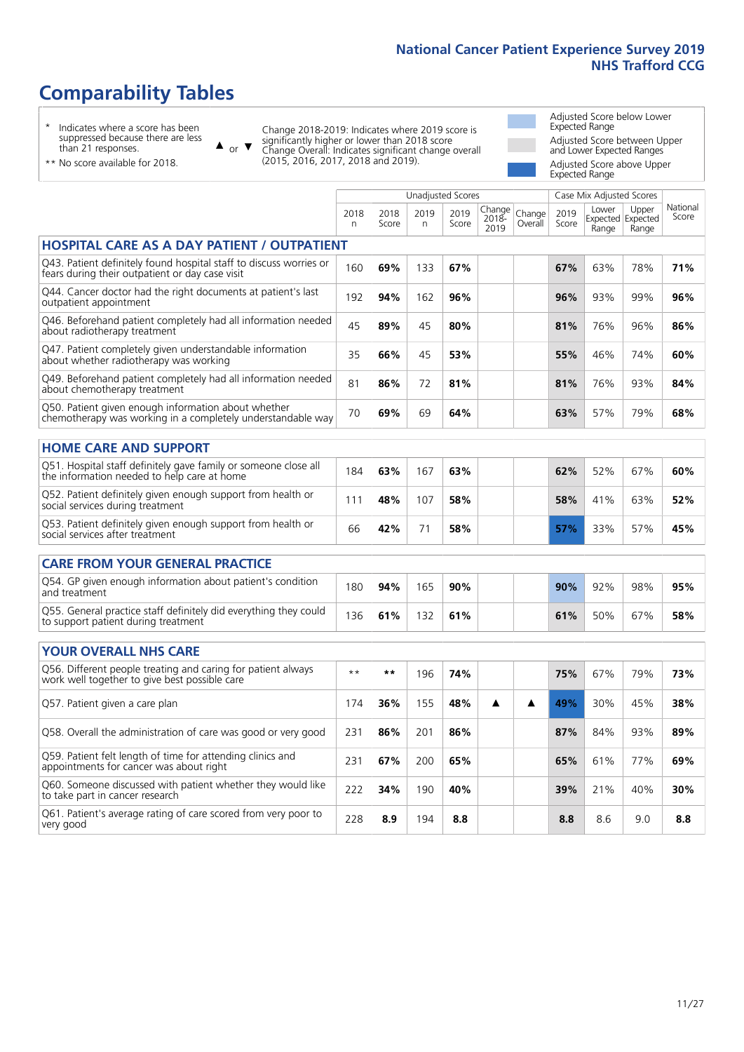# Comparability Tables

\* Indicates where a score has been suppressed because there are less than 21 responses.

\*\* No score available for 2018.

▲ or ▼ Change 2018-2019: Indicates where 2019 score is significantly higher or lower than 2018 score. Change Overall: Indicates significant change overall (2015, 2016, 2017, 2018 and 2019).

Adjusted Score below Lower Expected Range

Adjusted Score between Upper and Lower Expected Ranges

Adjusted Score above Upper Expected Range

| | Unadjusted Scores | | | | | | Case Mix Adjusted Scores | | | |
|---|---|---|---|---|---|---|---|---|---|---|
| | 2018 n | 2018 Score | 2019 n | 2019 Score | Change 2018-2019 | Change Overall | 2019 Score | Lower Expected Range | Upper Expected Range | National Score |
| **HOSPITAL CARE AS A DAY PATIENT / OUTPATIENT** | | | | | | | | | | |
| Q43. Patient definitely found hospital staff to discuss worries or fears during their outpatient or day case visit | 160 | **69%** | 133 | **67%** | | | **67%** | 63% | 78% | **71%** |
| Q44. Cancer doctor had the right documents at patient's last outpatient appointment | 192 | **94%** | 162 | **96%** | | | **96%** | 93% | 99% | **96%** |
| Q46. Beforehand patient completely had all information needed about radiotherapy treatment | 45 | **89%** | 45 | **80%** | | | **81%** | 76% | 96% | **86%** |
| Q47. Patient completely given understandable information about whether radiotherapy was working | 35 | **66%** | 45 | **53%** | | | **55%** | 46% | 74% | **60%** |
| Q49. Beforehand patient completely had all information needed about chemotherapy treatment | 81 | **86%** | 72 | **81%** | | | **81%** | 76% | 93% | **84%** |
| Q50. Patient given enough information about whether chemotherapy was working in a completely understandable way | 70 | **69%** | 69 | **64%** | | | **63%** | 57% | 79% | **68%** |
| **HOME CARE AND SUPPORT** | | | | | | | | | | |
| Q51. Hospital staff definitely gave family or someone close all the information needed to help care at home | 184 | **63%** | 167 | **63%** | | | **62%** | 52% | 67% | **60%** |
| Q52. Patient definitely given enough support from health or social services during treatment | 111 | **48%** | 107 | **58%** | | | **58%** | 41% | 63% | **52%** |
| Q53. Patient definitely given enough support from health or social services after treatment | 66 | **42%** | 71 | **58%** | | | **57%** | 33% | 57% | **45%** |
| **CARE FROM YOUR GENERAL PRACTICE** | | | | | | | | | | |
| Q54. GP given enough information about patient's condition and treatment | 180 | **94%** | 165 | **90%** | | | **90%** | 92% | 98% | **95%** |
| Q55. General practice staff definitely did everything they could to support patient during treatment | 136 | **61%** | 132 | **61%** | | | **61%** | 50% | 67% | **58%** |
| **YOUR OVERALL NHS CARE** | | | | | | | | | | |
| Q56. Different people treating and caring for patient always work well together to give best possible care | \*\* | **\*\*** | 196 | **74%** | | | **75%** | 67% | 79% | **73%** |
| Q57. Patient given a care plan | 174 | **36%** | 155 | **48%** | ▲ | ▲ | **49%** | 30% | 45% | **38%** |
| Q58. Overall the administration of care was good or very good | 231 | **86%** | 201 | **86%** | | | **87%** | 84% | 93% | **89%** |
| Q59. Patient felt length of time for attending clinics and appointments for cancer was about right | 231 | **67%** | 200 | **65%** | | | **65%** | 61% | 77% | **69%** |
| Q60. Someone discussed with patient whether they would like to take part in cancer research | 222 | **34%** | 190 | **40%** | | | **39%** | 21% | 40% | **30%** |
| Q61. Patient's average rating of care scored from very poor to very good | 228 | **8.9** | 194 | **8.8** | | | **8.8** | 8.6 | 9.0 | **8.8** |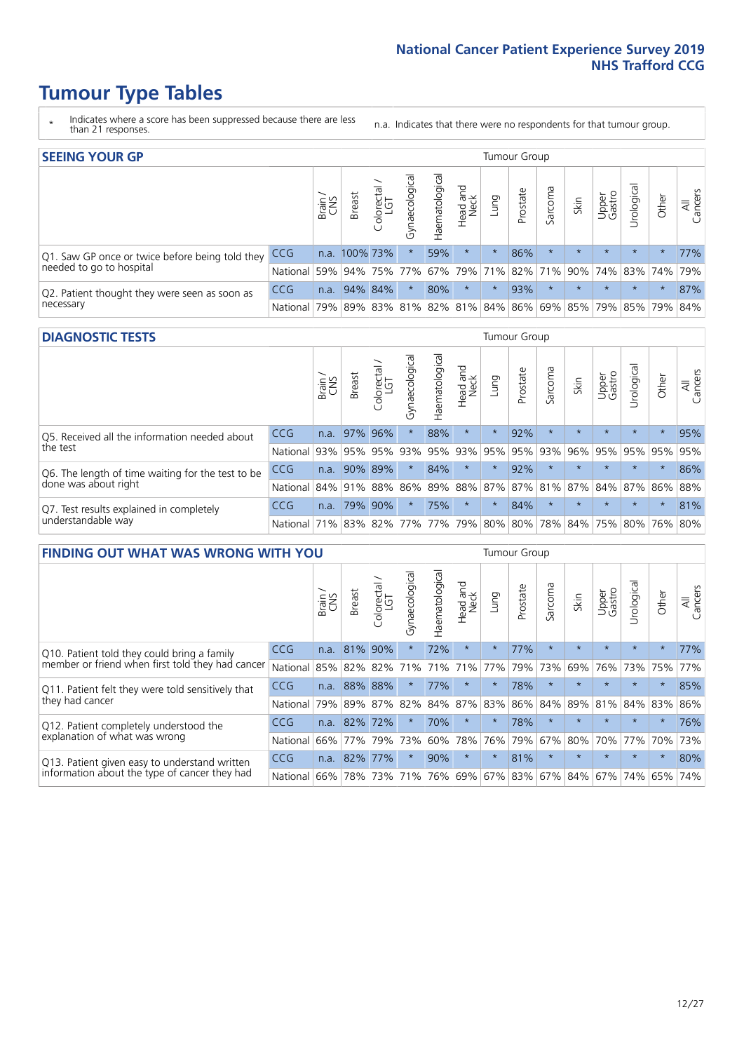# Tumour Type Tables

\* Indicates where a score has been suppressed because there are less than 21 responses.

n.a. Indicates that there were no respondents for that tumour group.

## SEEING YOUR GP

| | | Brain / CNS | Breast | Colorectal / LGT | Gynaecological | Haematological | Head and Neck | Lung | Prostate | Sarcoma | Skin | Upper Gastro | Urological | Other | All Cancers |
|---|---|---|---|---|---|---|---|---|---|---|---|---|---|---|---|
| Q1. Saw GP once or twice before being told they needed to go to hospital | CCG | n.a. | 100% | 73% | * | 59% | * | * | 86% | * | * | * | * | * | 77% |
| | National | 59% | 94% | 75% | 77% | 67% | 79% | 71% | 82% | 71% | 90% | 74% | 83% | 74% | 79% |
| Q2. Patient thought they were seen as soon as necessary | CCG | n.a. | 94% | 84% | * | 80% | * | * | 93% | * | * | * | * | * | 87% |
| | National | 79% | 89% | 83% | 81% | 82% | 81% | 84% | 86% | 69% | 85% | 79% | 85% | 79% | 84% |

## DIAGNOSTIC TESTS

| | | Brain / CNS | Breast | Colorectal / LGT | Gynaecological | Haematological | Head and Neck | Lung | Prostate | Sarcoma | Skin | Upper Gastro | Urological | Other | All Cancers |
|---|---|---|---|---|---|---|---|---|---|---|---|---|---|---|---|
| Q5. Received all the information needed about the test | CCG | n.a. | 97% | 96% | * | 88% | * | * | 92% | * | * | * | * | * | 95% |
| | National | 93% | 95% | 95% | 93% | 95% | 93% | 95% | 95% | 93% | 96% | 95% | 95% | 95% | 95% |
| Q6. The length of time waiting for the test to be done was about right | CCG | n.a. | 90% | 89% | * | 84% | * | * | 92% | * | * | * | * | * | 86% |
| | National | 84% | 91% | 88% | 86% | 89% | 88% | 87% | 87% | 81% | 87% | 84% | 87% | 86% | 88% |
| Q7. Test results explained in completely understandable way | CCG | n.a. | 79% | 90% | * | 75% | * | * | 84% | * | * | * | * | * | 81% |
| | National | 71% | 83% | 82% | 77% | 77% | 79% | 80% | 80% | 78% | 84% | 75% | 80% | 76% | 80% |

## FINDING OUT WHAT WAS WRONG WITH YOU

| | | Brain / CNS | Breast | Colorectal / LGT | Gynaecological | Haematological | Head and Neck | Lung | Prostate | Sarcoma | Skin | Upper Gastro | Urological | Other | All Cancers |
|---|---|---|---|---|---|---|---|---|---|---|---|---|---|---|---|
| Q10. Patient told they could bring a family member or friend when first told they had cancer | CCG | n.a. | 81% | 90% | * | 72% | * | * | 77% | * | * | * | * | * | 77% |
| | National | 85% | 82% | 82% | 71% | 71% | 71% | 77% | 79% | 73% | 69% | 76% | 73% | 75% | 77% |
| Q11. Patient felt they were told sensitively that they had cancer | CCG | n.a. | 88% | 88% | * | 77% | * | * | 78% | * | * | * | * | * | 85% |
| | National | 79% | 89% | 87% | 82% | 84% | 87% | 83% | 86% | 84% | 89% | 81% | 84% | 83% | 86% |
| Q12. Patient completely understood the explanation of what was wrong | CCG | n.a. | 82% | 72% | * | 70% | * | * | 78% | * | * | * | * | * | 76% |
| | National | 66% | 77% | 79% | 73% | 60% | 78% | 76% | 79% | 67% | 80% | 70% | 77% | 70% | 73% |
| Q13. Patient given easy to understand written information about the type of cancer they had | CCG | n.a. | 82% | 77% | * | 90% | * | * | 81% | * | * | * | * | * | 80% |
| | National | 66% | 78% | 73% | 71% | 76% | 69% | 67% | 83% | 67% | 84% | 67% | 74% | 65% | 74% |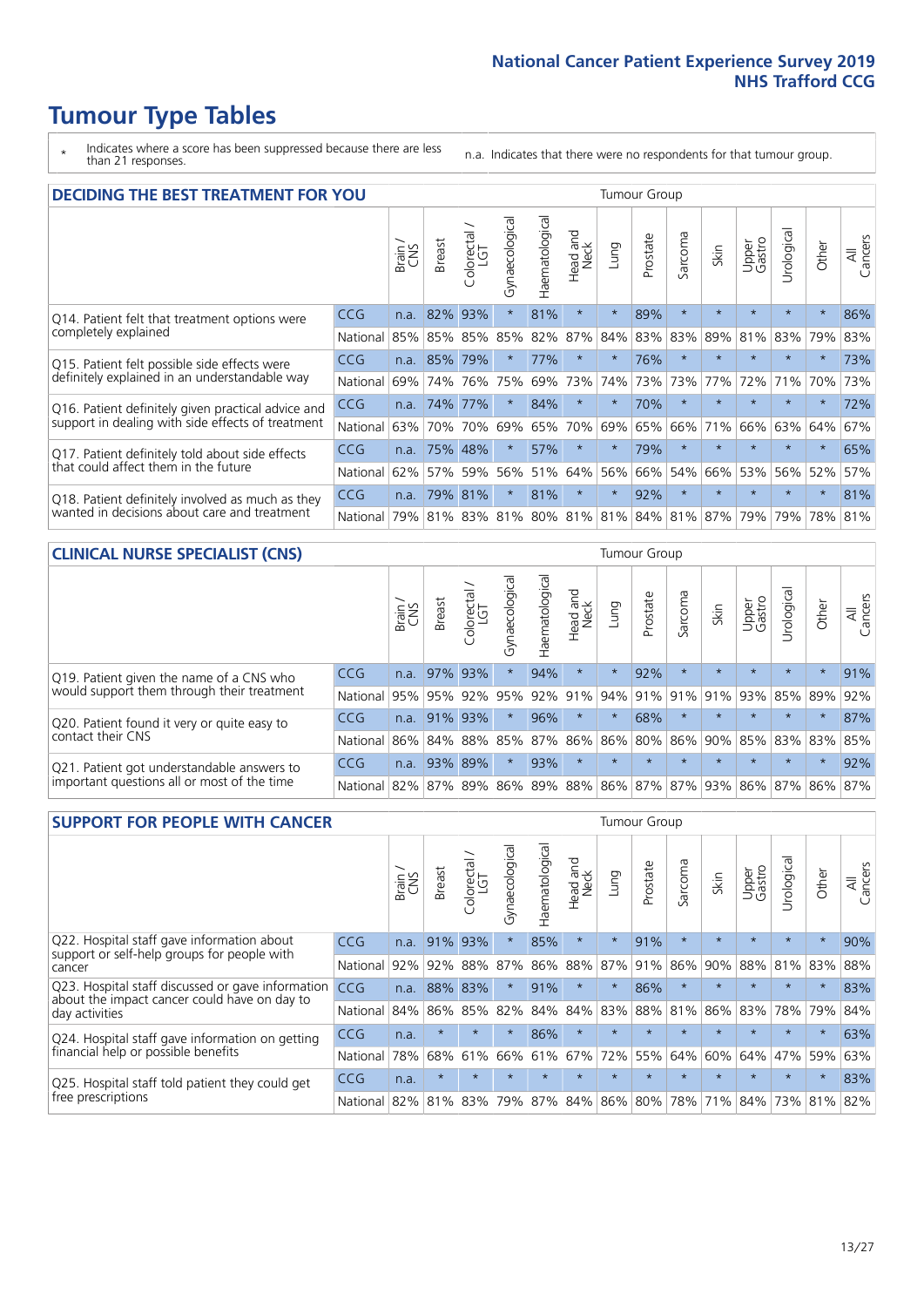# Tumour Type Tables

\* Indicates where a score has been suppressed because there are less than 21 responses.

n.a. Indicates that there were no respondents for that tumour group.

## DECIDING THE BEST TREATMENT FOR YOU

| | | Brain / CNS | Breast | Colorectal / LGT | Gynaecological | Haematological | Head and Neck | Lung | Prostate | Sarcoma | Skin | Upper Gastro | Urological | Other | All Cancers |
|---|---|---|---|---|---|---|---|---|---|---|---|---|---|---|---|
| Q14. Patient felt that treatment options were completely explained | CCG | n.a. | 82% | 93% | * | 81% | * | * | 89% | * | * | * | * | * | 86% |
| | National | 85% | 85% | 85% | 85% | 82% | 87% | 84% | 83% | 83% | 89% | 81% | 83% | 79% | 83% |
| Q15. Patient felt possible side effects were definitely explained in an understandable way | CCG | n.a. | 85% | 79% | * | 77% | * | * | 76% | * | * | * | * | * | 73% |
| | National | 69% | 74% | 76% | 75% | 69% | 73% | 74% | 73% | 73% | 77% | 72% | 71% | 70% | 73% |
| Q16. Patient definitely given practical advice and support in dealing with side effects of treatment | CCG | n.a. | 74% | 77% | * | 84% | * | * | 70% | * | * | * | * | * | 72% |
| | National | 63% | 70% | 70% | 69% | 65% | 70% | 69% | 65% | 66% | 71% | 66% | 63% | 64% | 67% |
| Q17. Patient definitely told about side effects that could affect them in the future | CCG | n.a. | 75% | 48% | * | 57% | * | * | 79% | * | * | * | * | * | 65% |
| | National | 62% | 57% | 59% | 56% | 51% | 64% | 56% | 66% | 54% | 66% | 53% | 56% | 52% | 57% |
| Q18. Patient definitely involved as much as they wanted in decisions about care and treatment | CCG | n.a. | 79% | 81% | * | 81% | * | * | 92% | * | * | * | * | * | 81% |
| | National | 79% | 81% | 83% | 81% | 80% | 81% | 81% | 84% | 81% | 87% | 79% | 79% | 78% | 81% |

## CLINICAL NURSE SPECIALIST (CNS)

| | | Brain / CNS | Breast | Colorectal / LGT | Gynaecological | Haematological | Head and Neck | Lung | Prostate | Sarcoma | Skin | Upper Gastro | Urological | Other | All Cancers |
|---|---|---|---|---|---|---|---|---|---|---|---|---|---|---|---|
| Q19. Patient given the name of a CNS who would support them through their treatment | CCG | n.a. | 97% | 93% | * | 94% | * | * | 92% | * | * | * | * | * | 91% |
| | National | 95% | 95% | 92% | 95% | 92% | 91% | 94% | 91% | 91% | 91% | 93% | 85% | 89% | 92% |
| Q20. Patient found it very or quite easy to contact their CNS | CCG | n.a. | 91% | 93% | * | 96% | * | * | 68% | * | * | * | * | * | 87% |
| | National | 86% | 84% | 88% | 85% | 87% | 86% | 86% | 80% | 86% | 90% | 85% | 83% | 83% | 85% |
| Q21. Patient got understandable answers to important questions all or most of the time | CCG | n.a. | 93% | 89% | * | 93% | * | * | * | * | * | * | * | * | 92% |
| | National | 82% | 87% | 89% | 86% | 89% | 88% | 86% | 87% | 87% | 93% | 86% | 87% | 86% | 87% |

## SUPPORT FOR PEOPLE WITH CANCER

| | | Brain / CNS | Breast | Colorectal / LGT | Gynaecological | Haematological | Head and Neck | Lung | Prostate | Sarcoma | Skin | Upper Gastro | Urological | Other | All Cancers |
|---|---|---|---|---|---|---|---|---|---|---|---|---|---|---|---|
| Q22. Hospital staff gave information about support or self-help groups for people with cancer | CCG | n.a. | 91% | 93% | * | 85% | * | * | 91% | * | * | * | * | * | 90% |
| | National | 92% | 92% | 88% | 87% | 86% | 88% | 87% | 91% | 86% | 90% | 88% | 81% | 83% | 88% |
| Q23. Hospital staff discussed or gave information about the impact cancer could have on day to day activities | CCG | n.a. | 88% | 83% | * | 91% | * | * | 86% | * | * | * | * | * | 83% |
| | National | 84% | 86% | 85% | 82% | 84% | 84% | 83% | 88% | 81% | 86% | 83% | 78% | 79% | 84% |
| Q24. Hospital staff gave information on getting financial help or possible benefits | CCG | n.a. | * | * | * | 86% | * | * | * | * | * | * | * | * | 63% |
| | National | 78% | 68% | 61% | 66% | 61% | 67% | 72% | 55% | 64% | 60% | 64% | 47% | 59% | 63% |
| Q25. Hospital staff told patient they could get free prescriptions | CCG | n.a. | * | * | * | * | * | * | * | * | * | * | * | * | 83% |
| | National | 82% | 81% | 83% | 79% | 87% | 84% | 86% | 80% | 78% | 71% | 84% | 73% | 81% | 82% |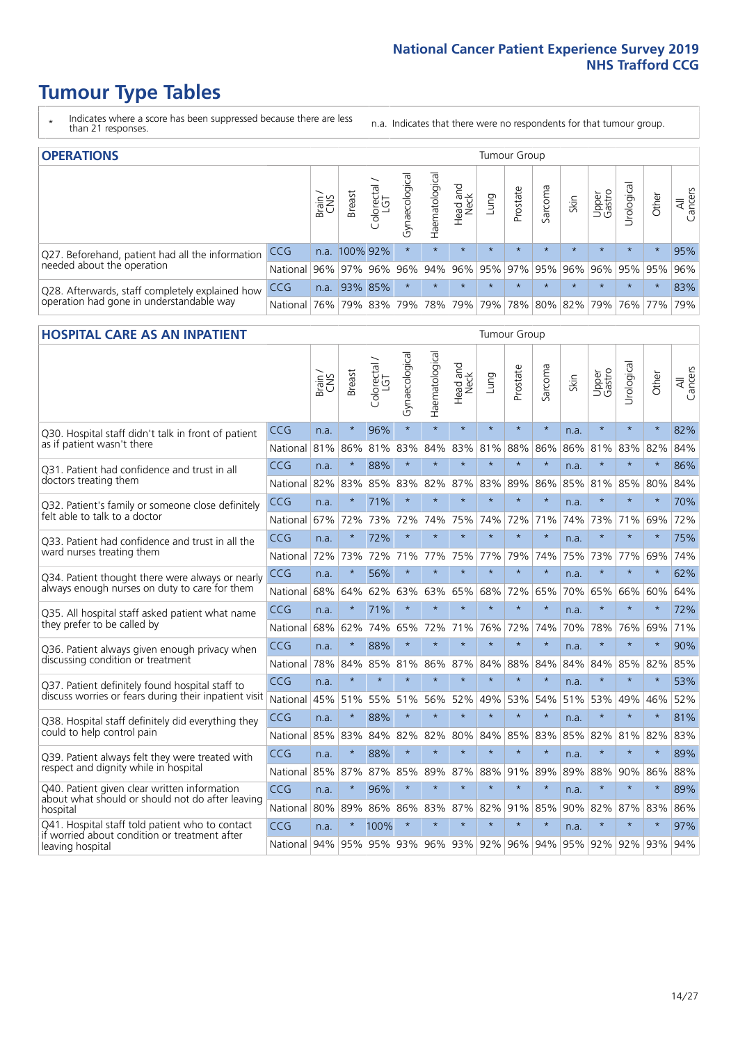# Tumour Type Tables

\* Indicates where a score has been suppressed because there are less than 21 responses.

n.a. Indicates that there were no respondents for that tumour group.

## OPERATIONS

| | | Brain / CNS | Breast | Colorectal / LGT | Gynaecological | Haematological | Head and Neck | Lung | Prostate | Sarcoma | Skin | Upper Gastro | Urological | Other | All Cancers |
|---|---|---|---|---|---|---|---|---|---|---|---|---|---|---|---|
| Q27. Beforehand, patient had all the information needed about the operation | CCG | n.a. | 100% | 92% | * | * | * | * | * | * | * | * | * | * | 95% |
| | National | 96% | 97% | 96% | 96% | 94% | 96% | 95% | 97% | 95% | 96% | 96% | 95% | 95% | 96% |
| Q28. Afterwards, staff completely explained how operation had gone in understandable way | CCG | n.a. | 93% | 85% | * | * | * | * | * | * | * | * | * | * | 83% |
| | National | 76% | 79% | 83% | 79% | 78% | 79% | 79% | 78% | 80% | 82% | 79% | 76% | 77% | 79% |

## HOSPITAL CARE AS AN INPATIENT

| | | Brain / CNS | Breast | Colorectal / LGT | Gynaecological | Haematological | Head and Neck | Lung | Prostate | Sarcoma | Skin | Upper Gastro | Urological | Other | All Cancers |
|---|---|---|---|---|---|---|---|---|---|---|---|---|---|---|---|
| Q30. Hospital staff didn't talk in front of patient as if patient wasn't there | CCG | n.a. | * | 96% | * | * | * | * | * | * | n.a. | * | * | * | 82% |
| | National | 81% | 86% | 81% | 83% | 84% | 83% | 81% | 88% | 86% | 86% | 81% | 83% | 82% | 84% |
| Q31. Patient had confidence and trust in all doctors treating them | CCG | n.a. | * | 88% | * | * | * | * | * | * | n.a. | * | * | * | 86% |
| | National | 82% | 83% | 85% | 83% | 82% | 87% | 83% | 89% | 86% | 85% | 81% | 85% | 80% | 84% |
| Q32. Patient's family or someone close definitely felt able to talk to a doctor | CCG | n.a. | * | 71% | * | * | * | * | * | * | n.a. | * | * | * | 70% |
| | National | 67% | 72% | 73% | 72% | 74% | 75% | 74% | 72% | 71% | 74% | 73% | 71% | 69% | 72% |
| Q33. Patient had confidence and trust in all the ward nurses treating them | CCG | n.a. | * | 72% | * | * | * | * | * | * | n.a. | * | * | * | 75% |
| | National | 72% | 73% | 72% | 71% | 77% | 75% | 77% | 79% | 74% | 75% | 73% | 77% | 69% | 74% |
| Q34. Patient thought there were always or nearly always enough nurses on duty to care for them | CCG | n.a. | * | 56% | * | * | * | * | * | * | n.a. | * | * | * | 62% |
| | National | 68% | 64% | 62% | 63% | 63% | 65% | 68% | 72% | 65% | 70% | 65% | 66% | 60% | 64% |
| Q35. All hospital staff asked patient what name they prefer to be called by | CCG | n.a. | * | 71% | * | * | * | * | * | * | n.a. | * | * | * | 72% |
| | National | 68% | 62% | 74% | 65% | 72% | 71% | 76% | 72% | 74% | 70% | 78% | 76% | 69% | 71% |
| Q36. Patient always given enough privacy when discussing condition or treatment | CCG | n.a. | * | 88% | * | * | * | * | * | * | n.a. | * | * | * | 90% |
| | National | 78% | 84% | 85% | 81% | 86% | 87% | 84% | 88% | 84% | 84% | 84% | 85% | 82% | 85% |
| Q37. Patient definitely found hospital staff to discuss worries or fears during their inpatient visit | CCG | n.a. | * | * | * | * | * | * | * | * | n.a. | * | * | * | 53% |
| | National | 45% | 51% | 55% | 51% | 56% | 52% | 49% | 53% | 54% | 51% | 53% | 49% | 46% | 52% |
| Q38. Hospital staff definitely did everything they could to help control pain | CCG | n.a. | * | 88% | * | * | * | * | * | * | n.a. | * | * | * | 81% |
| | National | 85% | 83% | 84% | 82% | 82% | 80% | 84% | 85% | 83% | 85% | 82% | 81% | 82% | 83% |
| Q39. Patient always felt they were treated with respect and dignity while in hospital | CCG | n.a. | * | 88% | * | * | * | * | * | * | n.a. | * | * | * | 89% |
| | National | 85% | 87% | 87% | 85% | 89% | 87% | 88% | 91% | 89% | 89% | 88% | 90% | 86% | 88% |
| Q40. Patient given clear written information about what should or should not do after leaving hospital | CCG | n.a. | * | 96% | * | * | * | * | * | * | n.a. | * | * | * | 89% |
| | National | 80% | 89% | 86% | 86% | 83% | 87% | 82% | 91% | 85% | 90% | 82% | 87% | 83% | 86% |
| Q41. Hospital staff told patient who to contact if worried about condition or treatment after leaving hospital | CCG | n.a. | * | 100% | * | * | * | * | * | * | n.a. | * | * | * | 97% |
| | National | 94% | 95% | 95% | 93% | 96% | 93% | 92% | 96% | 94% | 95% | 92% | 92% | 93% | 94% |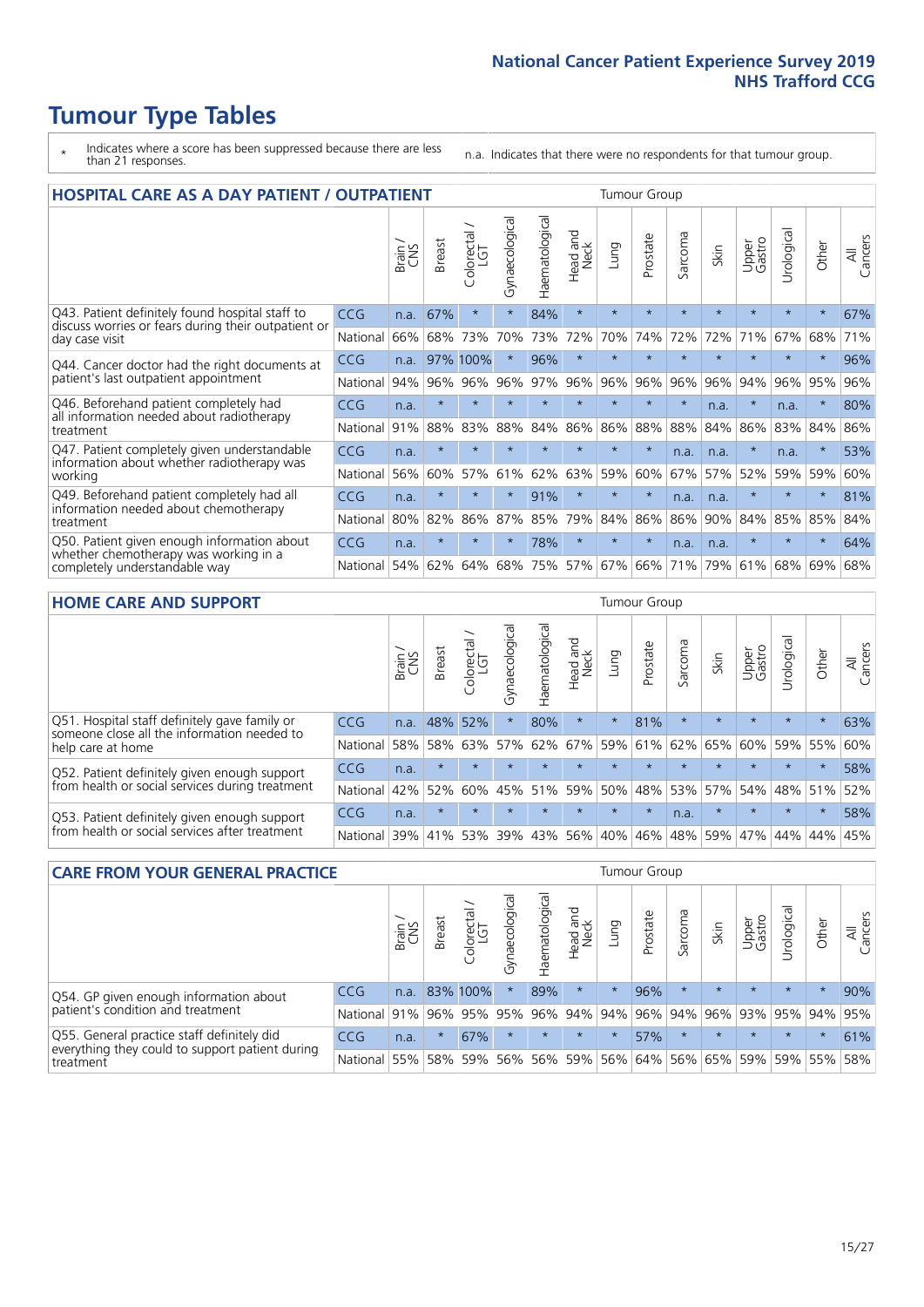# Tumour Type Tables

\* Indicates where a score has been suppressed because there are less than 21 responses.

n.a. Indicates that there were no respondents for that tumour group.

## HOSPITAL CARE AS A DAY PATIENT / OUTPATIENT

| | | Brain / CNS | Breast | Colorectal / LGT | Gynaecological | Haematological | Head and Neck | Lung | Prostate | Sarcoma | Skin | Upper Gastro | Urological | Other | All Cancers |
|---|---|---|---|---|---|---|---|---|---|---|---|---|---|---|---|
| Q43. Patient definitely found hospital staff to discuss worries or fears during their outpatient or day case visit | CCG | n.a. | 67% | * | * | 84% | * | * | * | * | * | * | * | * | 67% |
| | National | 66% | 68% | 73% | 70% | 73% | 72% | 70% | 74% | 72% | 72% | 71% | 67% | 68% | 71% |
| Q44. Cancer doctor had the right documents at patient's last outpatient appointment | CCG | n.a. | 97% | 100% | * | 96% | * | * | * | * | * | * | * | * | 96% |
| | National | 94% | 96% | 96% | 96% | 97% | 96% | 96% | 96% | 96% | 96% | 94% | 96% | 95% | 96% |
| Q46. Beforehand patient completely had all information needed about radiotherapy treatment | CCG | n.a. | * | * | * | * | * | * | * | * | n.a. | * | n.a. | * | 80% |
| | National | 91% | 88% | 83% | 88% | 84% | 86% | 86% | 88% | 88% | 84% | 86% | 83% | 84% | 86% |
| Q47. Patient completely given understandable information about whether radiotherapy was working | CCG | n.a. | * | * | * | * | * | * | * | n.a. | n.a. | * | n.a. | * | 53% |
| | National | 56% | 60% | 57% | 61% | 62% | 63% | 59% | 60% | 67% | 57% | 52% | 59% | 59% | 60% |
| Q49. Beforehand patient completely had all information needed about chemotherapy treatment | CCG | n.a. | * | * | * | 91% | * | * | * | n.a. | n.a. | * | * | * | 81% |
| | National | 80% | 82% | 86% | 87% | 85% | 79% | 84% | 86% | 86% | 90% | 84% | 85% | 85% | 84% |
| Q50. Patient given enough information about whether chemotherapy was working in a completely understandable way | CCG | n.a. | * | * | * | 78% | * | * | * | n.a. | n.a. | * | * | * | 64% |
| | National | 54% | 62% | 64% | 68% | 75% | 57% | 67% | 66% | 71% | 79% | 61% | 68% | 69% | 68% |

## HOME CARE AND SUPPORT

| | | Brain / CNS | Breast | Colorectal / LGT | Gynaecological | Haematological | Head and Neck | Lung | Prostate | Sarcoma | Skin | Upper Gastro | Urological | Other | All Cancers |
|---|---|---|---|---|---|---|---|---|---|---|---|---|---|---|---|
| Q51. Hospital staff definitely gave family or someone close all the information needed to help care at home | CCG | n.a. | 48% | 52% | * | 80% | * | * | 81% | * | * | * | * | * | 63% |
| | National | 58% | 58% | 63% | 57% | 62% | 67% | 59% | 61% | 62% | 65% | 60% | 59% | 55% | 60% |
| Q52. Patient definitely given enough support from health or social services during treatment | CCG | n.a. | * | * | * | * | * | * | * | * | * | * | * | * | 58% |
| | National | 42% | 52% | 60% | 45% | 51% | 59% | 50% | 48% | 53% | 57% | 54% | 48% | 51% | 52% |
| Q53. Patient definitely given enough support from health or social services after treatment | CCG | n.a. | * | * | * | * | * | * | * | n.a. | * | * | * | * | 58% |
| | National | 39% | 41% | 53% | 39% | 43% | 56% | 40% | 46% | 48% | 59% | 47% | 44% | 44% | 45% |

## CARE FROM YOUR GENERAL PRACTICE

| | | Brain / CNS | Breast | Colorectal / LGT | Gynaecological | Haematological | Head and Neck | Lung | Prostate | Sarcoma | Skin | Upper Gastro | Urological | Other | All Cancers |
|---|---|---|---|---|---|---|---|---|---|---|---|---|---|---|---|
| Q54. GP given enough information about patient's condition and treatment | CCG | n.a. | 83% | 100% | * | 89% | * | * | 96% | * | * | * | * | * | 90% |
| | National | 91% | 96% | 95% | 95% | 96% | 94% | 94% | 96% | 94% | 96% | 93% | 95% | 94% | 95% |
| Q55. General practice staff definitely did everything they could to support patient during treatment | CCG | n.a. | * | 67% | * | * | * | * | 57% | * | * | * | * | * | 61% |
| | National | 55% | 58% | 59% | 56% | 56% | 59% | 56% | 64% | 56% | 65% | 59% | 59% | 55% | 58% |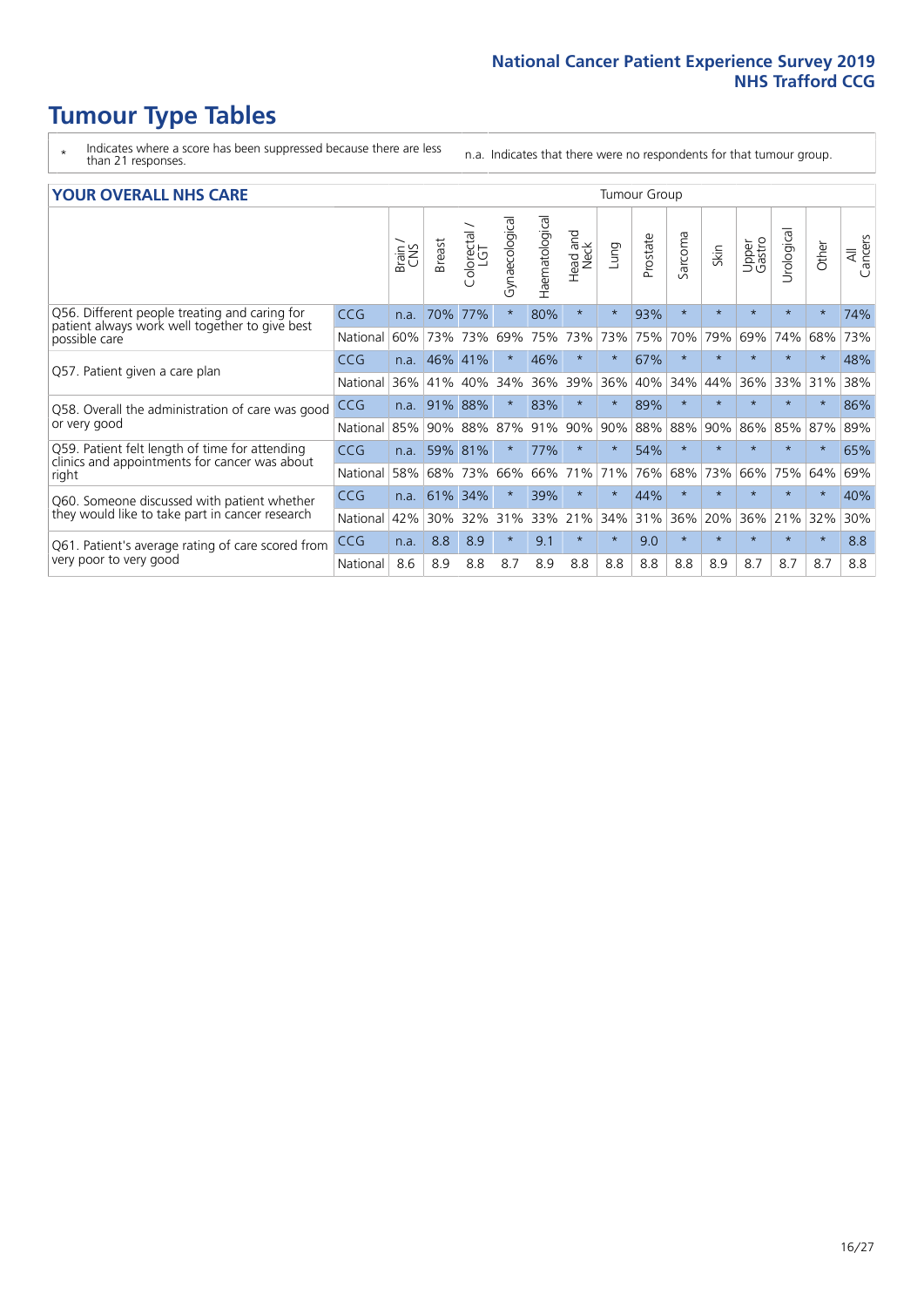# Tumour Type Tables

- \* Indicates where a score has been suppressed because there are less than 21 responses.
- n.a. Indicates that there were no respondents for that tumour group.

## YOUR OVERALL NHS CARE

| | | Brain / CNS | Breast | Colorectal / LGT | Gynaecological | Haematological | Head and Neck | Lung | Prostate | Sarcoma | Skin | Upper Gastro | Urological | Other | All Cancers |
|---|---|---|---|---|---|---|---|---|---|---|---|---|---|---|---|
| Q56. Different people treating and caring for patient always work well together to give best possible care | CCG | n.a. | 70% | 77% | * | 80% | * | * | 93% | * | * | * | * | * | 74% |
| | National | 60% | 73% | 73% | 69% | 75% | 73% | 73% | 75% | 70% | 79% | 69% | 74% | 68% | 73% |
| Q57. Patient given a care plan | CCG | n.a. | 46% | 41% | * | 46% | * | * | 67% | * | * | * | * | * | 48% |
| | National | 36% | 41% | 40% | 34% | 36% | 39% | 36% | 40% | 34% | 44% | 36% | 33% | 31% | 38% |
| Q58. Overall the administration of care was good or very good | CCG | n.a. | 91% | 88% | * | 83% | * | * | 89% | * | * | * | * | * | 86% |
| | National | 85% | 90% | 88% | 87% | 91% | 90% | 90% | 88% | 88% | 90% | 86% | 85% | 87% | 89% |
| Q59. Patient felt length of time for attending clinics and appointments for cancer was about right | CCG | n.a. | 59% | 81% | * | 77% | * | * | 54% | * | * | * | * | * | 65% |
| | National | 58% | 68% | 73% | 66% | 66% | 71% | 71% | 76% | 68% | 73% | 66% | 75% | 64% | 69% |
| Q60. Someone discussed with patient whether they would like to take part in cancer research | CCG | n.a. | 61% | 34% | * | 39% | * | * | 44% | * | * | * | * | * | 40% |
| | National | 42% | 30% | 32% | 31% | 33% | 21% | 34% | 31% | 36% | 20% | 36% | 21% | 32% | 30% |
| Q61. Patient's average rating of care scored from very poor to very good | CCG | n.a. | 8.8 | 8.9 | * | 9.1 | * | * | 9.0 | * | * | * | * | * | 8.8 |
| | National | 8.6 | 8.9 | 8.8 | 8.7 | 8.9 | 8.8 | 8.8 | 8.8 | 8.8 | 8.9 | 8.7 | 8.7 | 8.7 | 8.8 |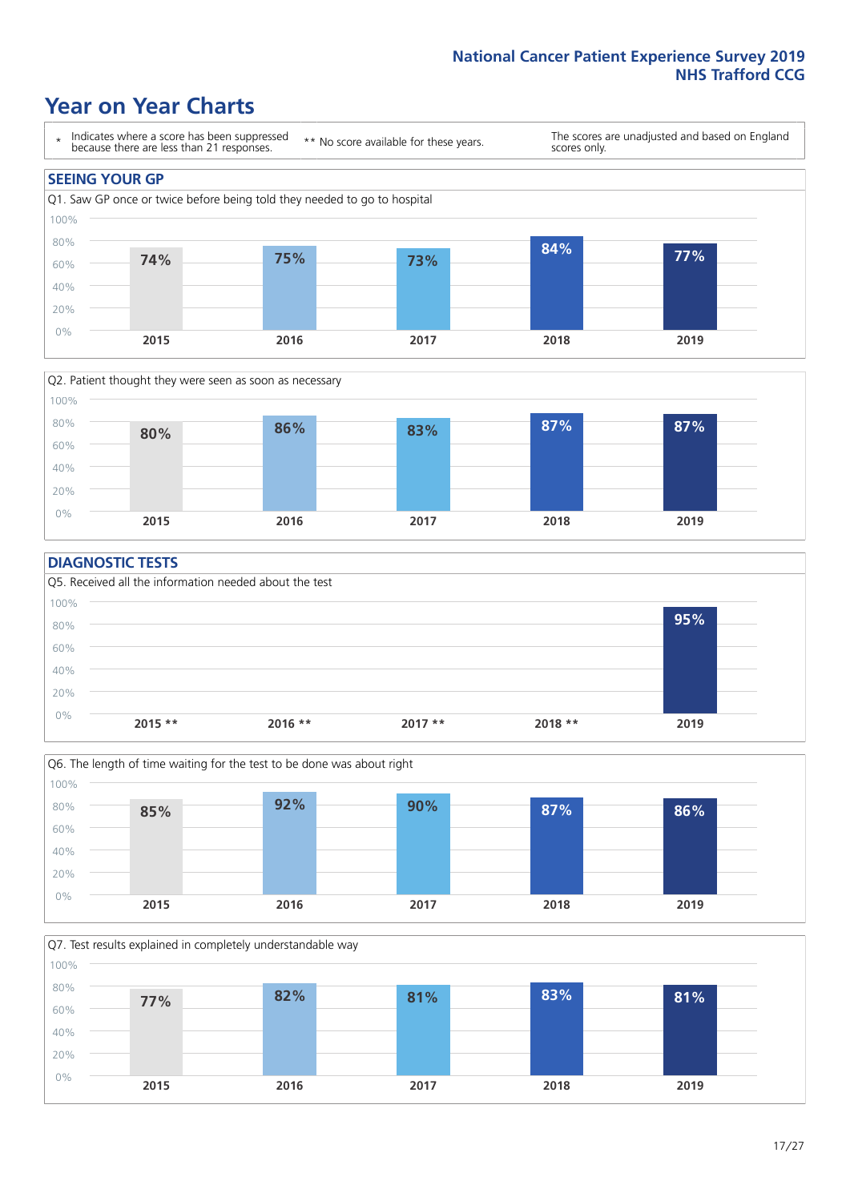# Year on Year Charts

\* Indicates where a score has been suppressed because there are less than 21 responses.

\*\* No score available for these years.

The scores are unadjusted and based on England scores only.

## SEEING YOUR GP

Q1. Saw GP once or twice before being told they needed to go to hospital

| 2015 | 2016 | 2017 | 2018 | 2019 |
|---|---|---|---|---|
| 74% | 75% | 73% | 84% | 77% |

Q2. Patient thought they were seen as soon as necessary

| 2015 | 2016 | 2017 | 2018 | 2019 |
|---|---|---|---|---|
| 80% | 86% | 83% | 87% | 87% |

## DIAGNOSTIC TESTS

Q5. Received all the information needed about the test

| 2015 ** | 2016 ** | 2017 ** | 2018 ** | 2019 |
|---|---|---|---|---|
| | | | | 95% |

Q6. The length of time waiting for the test to be done was about right

| 2015 | 2016 | 2017 | 2018 | 2019 |
|---|---|---|---|---|
| 85% | 92% | 90% | 87% | 86% |

Q7. Test results explained in completely understandable way

| 2015 | 2016 | 2017 | 2018 | 2019 |
|---|---|---|---|---|
| 77% | 82% | 81% | 83% | 81% |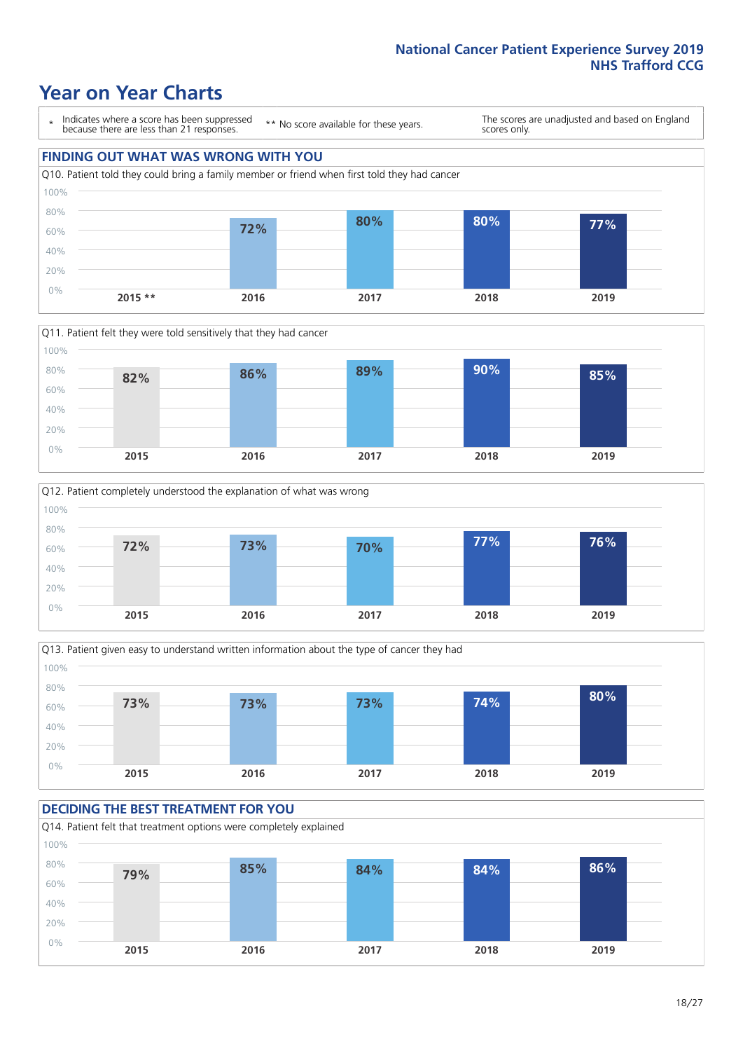# Year on Year Charts

\* Indicates where a score has been suppressed because there are less than 21 responses.

** No score available for these years.

The scores are unadjusted and based on England scores only.

## FINDING OUT WHAT WAS WRONG WITH YOU

Q10. Patient told they could bring a family member or friend when first told they had cancer

| 2015 ** | 2016 | 2017 | 2018 | 2019 |
|---|---|---|---|---|
| | 72% | 80% | 80% | 77% |

Q11. Patient felt they were told sensitively that they had cancer

| 2015 | 2016 | 2017 | 2018 | 2019 |
|---|---|---|---|---|
| 82% | 86% | 89% | 90% | 85% |

Q12. Patient completely understood the explanation of what was wrong

| 2015 | 2016 | 2017 | 2018 | 2019 |
|---|---|---|---|---|
| 72% | 73% | 70% | 77% | 76% |

Q13. Patient given easy to understand written information about the type of cancer they had

| 2015 | 2016 | 2017 | 2018 | 2019 |
|---|---|---|---|---|
| 73% | 73% | 73% | 74% | 80% |

## DECIDING THE BEST TREATMENT FOR YOU

Q14. Patient felt that treatment options were completely explained

| 2015 | 2016 | 2017 | 2018 | 2019 |
|---|---|---|---|---|
| 79% | 85% | 84% | 84% | 86% |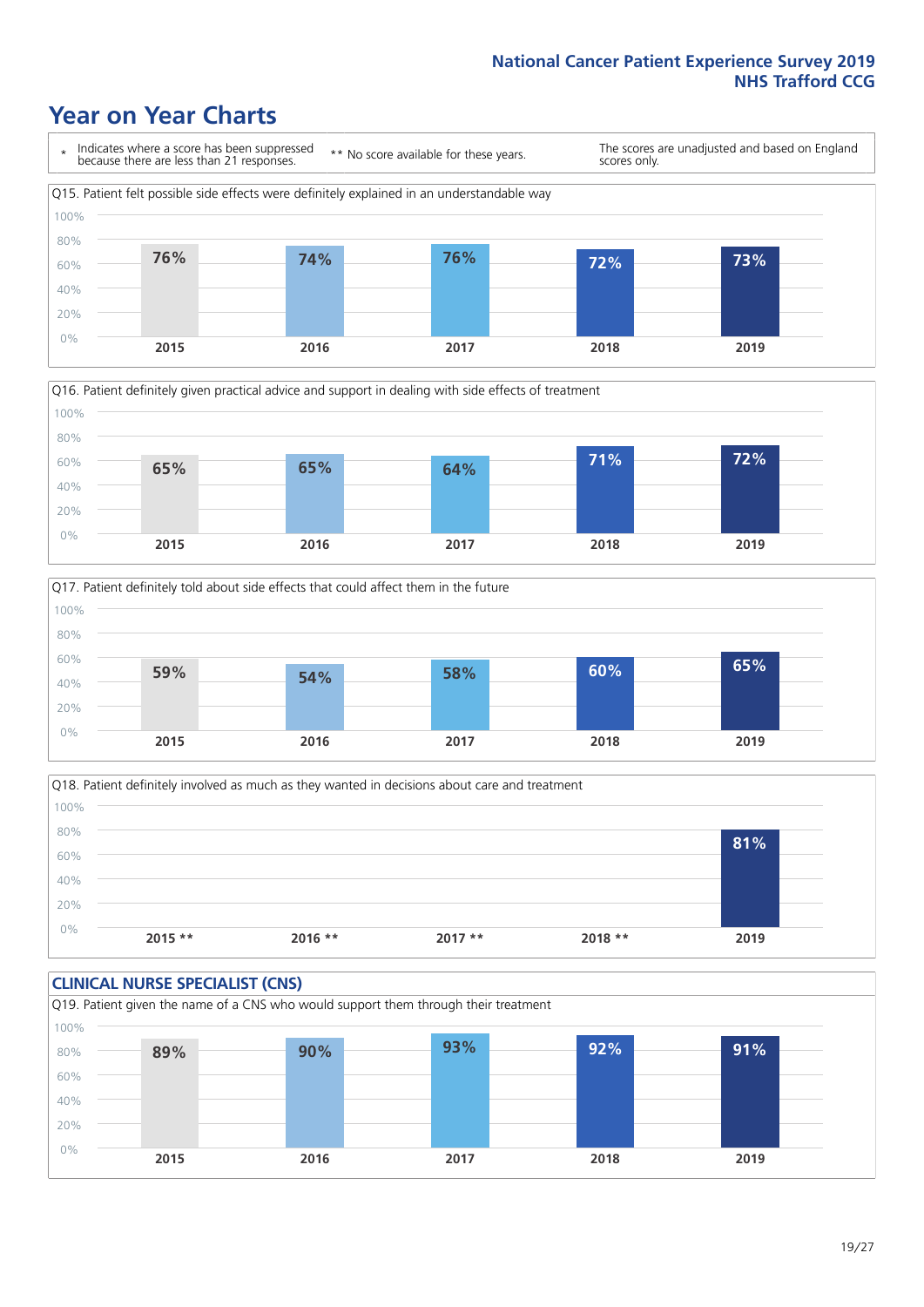# Year on Year Charts

\* Indicates where a score has been suppressed because there are less than 21 responses.

\*\* No score available for these years.

The scores are unadjusted and based on England scores only.

Q15. Patient felt possible side effects were definitely explained in an understandable way

| 2015 | 2016 | 2017 | 2018 | 2019 |
|---|---|---|---|---|
| 76% | 74% | 76% | 72% | 73% |

Q16. Patient definitely given practical advice and support in dealing with side effects of treatment

| 2015 | 2016 | 2017 | 2018 | 2019 |
|---|---|---|---|---|
| 65% | 65% | 64% | 71% | 72% |

Q17. Patient definitely told about side effects that could affect them in the future

| 2015 | 2016 | 2017 | 2018 | 2019 |
|---|---|---|---|---|
| 59% | 54% | 58% | 60% | 65% |

Q18. Patient definitely involved as much as they wanted in decisions about care and treatment

| 2015 ** | 2016 ** | 2017 ** | 2018 ** | 2019 |
|---|---|---|---|---|
| | | | | 81% |

## CLINICAL NURSE SPECIALIST (CNS)

Q19. Patient given the name of a CNS who would support them through their treatment

| 2015 | 2016 | 2017 | 2018 | 2019 |
|---|---|---|---|---|
| 89% | 90% | 93% | 92% | 91% |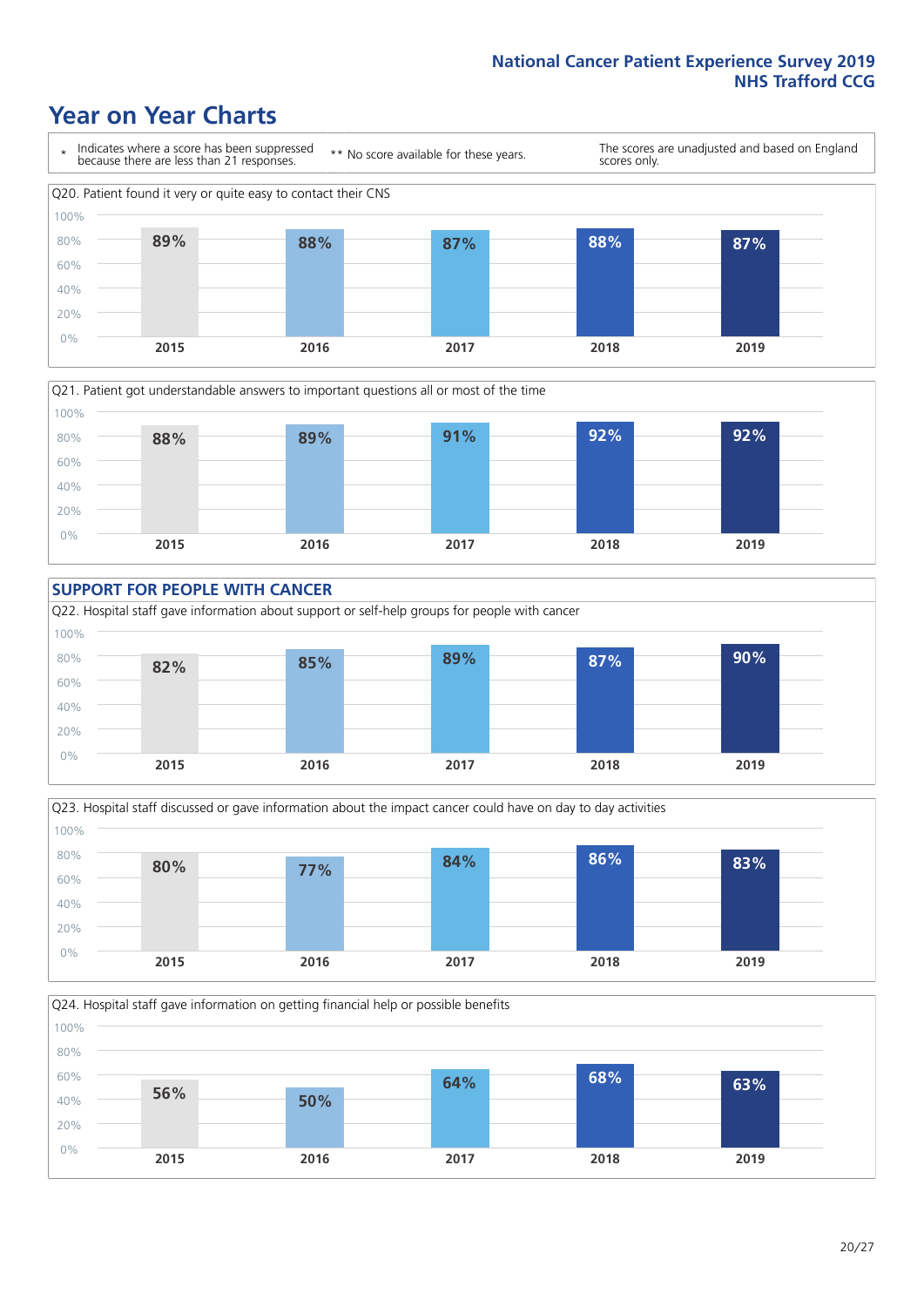# Year on Year Charts

\* Indicates where a score has been suppressed because there are less than 21 responses.

\*\* No score available for these years.

The scores are unadjusted and based on England scores only.

Q20. Patient found it very or quite easy to contact their CNS

| 2015 | 2016 | 2017 | 2018 | 2019 |
|---|---|---|---|---|
| 89% | 88% | 87% | 88% | 87% |

Q21. Patient got understandable answers to important questions all or most of the time

| 2015 | 2016 | 2017 | 2018 | 2019 |
|---|---|---|---|---|
| 88% | 89% | 91% | 92% | 92% |

## SUPPORT FOR PEOPLE WITH CANCER

Q22. Hospital staff gave information about support or self-help groups for people with cancer

| 2015 | 2016 | 2017 | 2018 | 2019 |
|---|---|---|---|---|
| 82% | 85% | 89% | 87% | 90% |

Q23. Hospital staff discussed or gave information about the impact cancer could have on day to day activities

| 2015 | 2016 | 2017 | 2018 | 2019 |
|---|---|---|---|---|
| 80% | 77% | 84% | 86% | 83% |

Q24. Hospital staff gave information on getting financial help or possible benefits

| 2015 | 2016 | 2017 | 2018 | 2019 |
|---|---|---|---|---|
| 56% | 50% | 64% | 68% | 63% |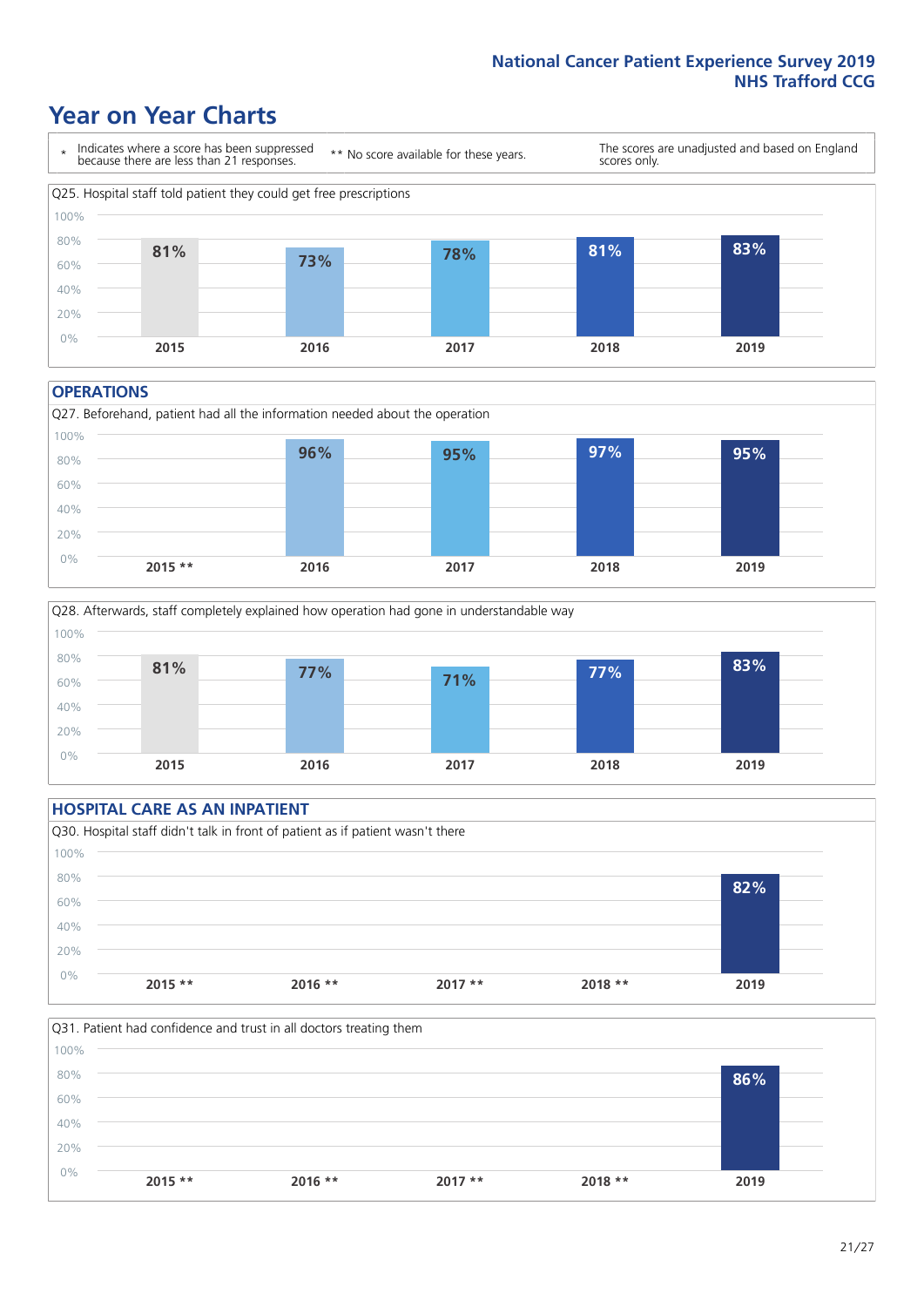# Year on Year Charts

\* Indicates where a score has been suppressed because there are less than 21 responses.

\*\* No score available for these years.

The scores are unadjusted and based on England scores only.

Q25. Hospital staff told patient they could get free prescriptions

| 2015 | 2016 | 2017 | 2018 | 2019 |
|---|---|---|---|---|
| 81% | 73% | 78% | 81% | 83% |

## OPERATIONS

Q27. Beforehand, patient had all the information needed about the operation

| 2015 ** | 2016 | 2017 | 2018 | 2019 |
|---|---|---|---|---|
| | 96% | 95% | 97% | 95% |

Q28. Afterwards, staff completely explained how operation had gone in understandable way

| 2015 | 2016 | 2017 | 2018 | 2019 |
|---|---|---|---|---|
| 81% | 77% | 71% | 77% | 83% |

## HOSPITAL CARE AS AN INPATIENT

Q30. Hospital staff didn't talk in front of patient as if patient wasn't there

| 2015 ** | 2016 ** | 2017 ** | 2018 ** | 2019 |
|---|---|---|---|---|
| | | | | 82% |

Q31. Patient had confidence and trust in all doctors treating them

| 2015 ** | 2016 ** | 2017 ** | 2018 ** | 2019 |
|---|---|---|---|---|
| | | | | 86% |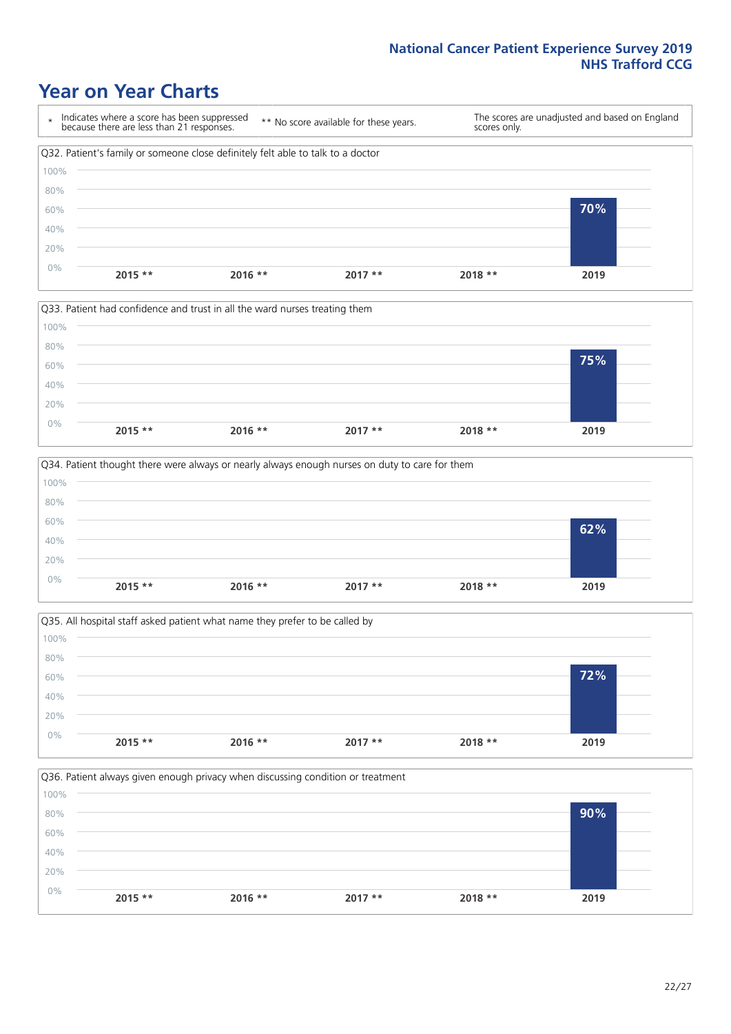# Year on Year Charts

\* Indicates where a score has been suppressed because there are less than 21 responses.

** No score available for these years.

The scores are unadjusted and based on England scores only.

### Q32. Patient's family or someone close definitely felt able to talk to a doctor

| 2015 ** | 2016 ** | 2017 ** | 2018 ** | 2019 |
|---|---|---|---|---|
| | | | | 70% |

### Q33. Patient had confidence and trust in all the ward nurses treating them

| 2015 ** | 2016 ** | 2017 ** | 2018 ** | 2019 |
|---|---|---|---|---|
| | | | | 75% |

### Q34. Patient thought there were always or nearly always enough nurses on duty to care for them

| 2015 ** | 2016 ** | 2017 ** | 2018 ** | 2019 |
|---|---|---|---|---|
| | | | | 62% |

### Q35. All hospital staff asked patient what name they prefer to be called by

| 2015 ** | 2016 ** | 2017 ** | 2018 ** | 2019 |
|---|---|---|---|---|
| | | | | 72% |

### Q36. Patient always given enough privacy when discussing condition or treatment

| 2015 ** | 2016 ** | 2017 ** | 2018 ** | 2019 |
|---|---|---|---|---|
| | | | | 90% |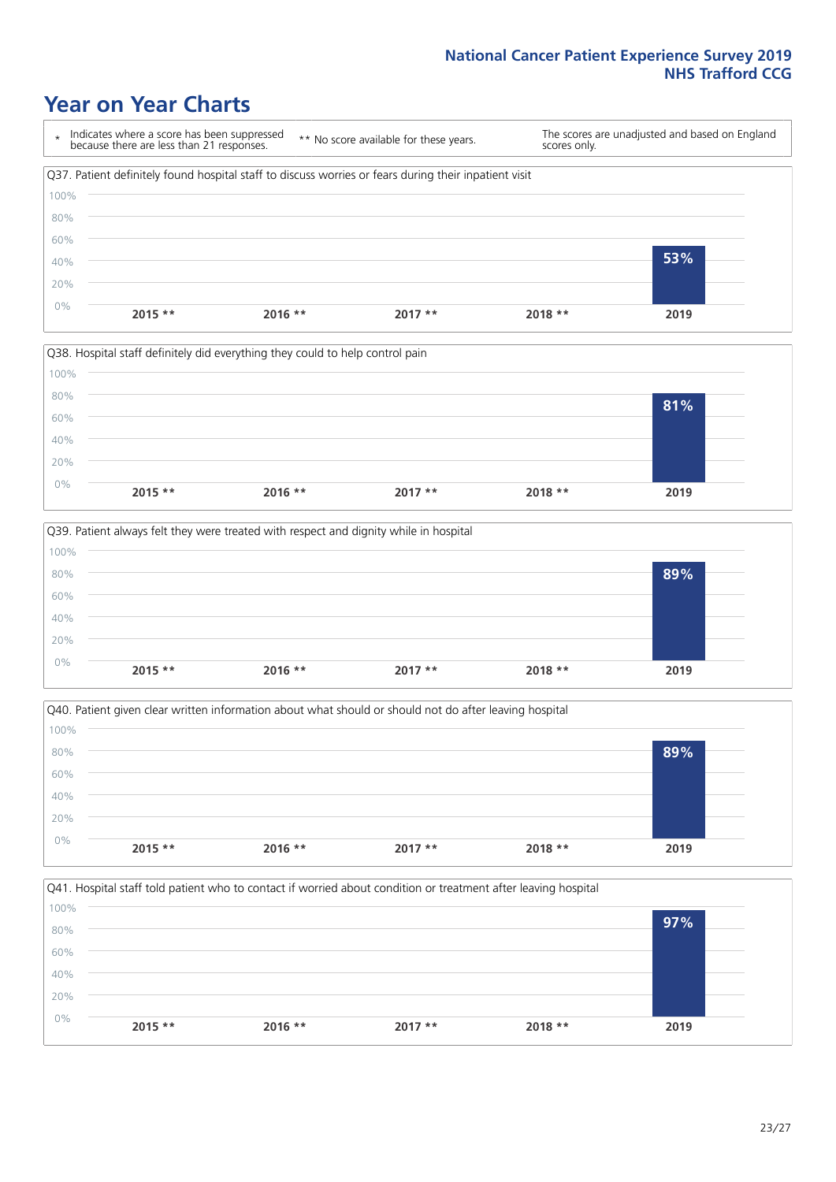# Year on Year Charts

| * | Indicates where a score has been suppressed because there are less than 21 responses. | ** No score available for these years. | The scores are unadjusted and based on England scores only. |
|---|---|---|---|

Q37. Patient definitely found hospital staff to discuss worries or fears during their inpatient visit

| 2015 ** | 2016 ** | 2017 ** | 2018 ** | 2019 |
|---|---|---|---|---|
| | | | | 53% |

Q38. Hospital staff definitely did everything they could to help control pain

| 2015 ** | 2016 ** | 2017 ** | 2018 ** | 2019 |
|---|---|---|---|---|
| | | | | 81% |

Q39. Patient always felt they were treated with respect and dignity while in hospital

| 2015 ** | 2016 ** | 2017 ** | 2018 ** | 2019 |
|---|---|---|---|---|
| | | | | 89% |

Q40. Patient given clear written information about what should or should not do after leaving hospital

| 2015 ** | 2016 ** | 2017 ** | 2018 ** | 2019 |
|---|---|---|---|---|
| | | | | 89% |

Q41. Hospital staff told patient who to contact if worried about condition or treatment after leaving hospital

| 2015 ** | 2016 ** | 2017 ** | 2018 ** | 2019 |
|---|---|---|---|---|
| | | | | 97% |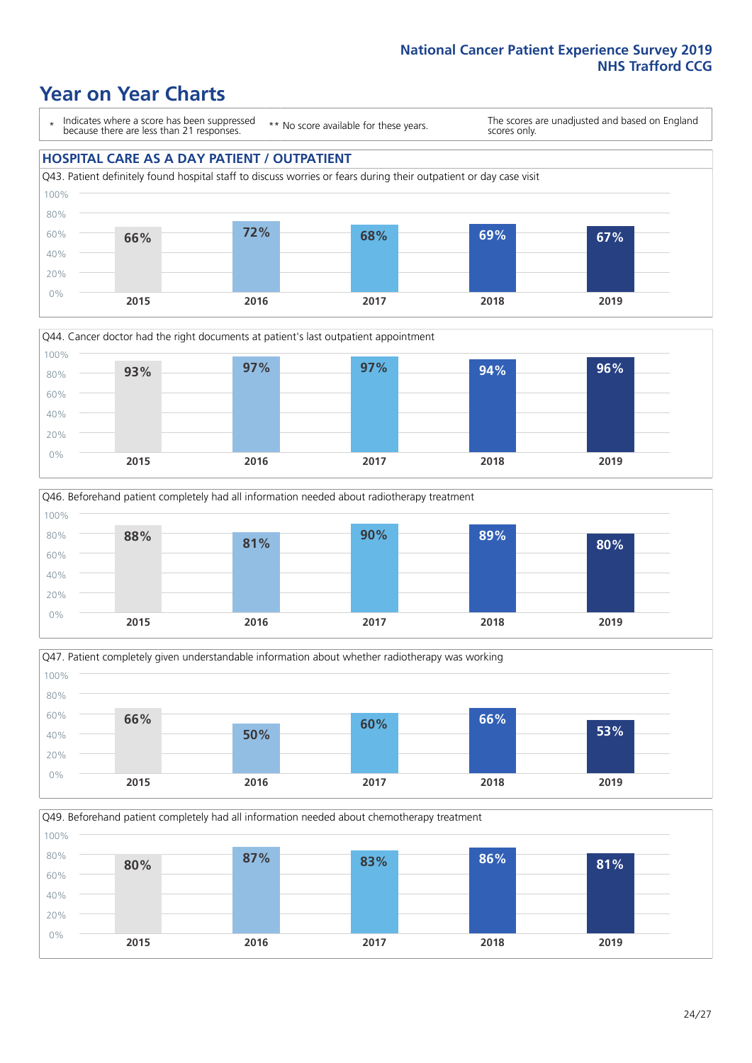# Year on Year Charts

\* Indicates where a score has been suppressed because there are less than 21 responses.

** No score available for these years.

The scores are unadjusted and based on England scores only.

## HOSPITAL CARE AS A DAY PATIENT / OUTPATIENT

Q43. Patient definitely found hospital staff to discuss worries or fears during their outpatient or day case visit

| 2015 | 2016 | 2017 | 2018 | 2019 |
|---|---|---|---|---|
| 66% | 72% | 68% | 69% | 67% |

Q44. Cancer doctor had the right documents at patient's last outpatient appointment

| 2015 | 2016 | 2017 | 2018 | 2019 |
|---|---|---|---|---|
| 93% | 97% | 97% | 94% | 96% |

Q46. Beforehand patient completely had all information needed about radiotherapy treatment

| 2015 | 2016 | 2017 | 2018 | 2019 |
|---|---|---|---|---|
| 88% | 81% | 90% | 89% | 80% |

Q47. Patient completely given understandable information about whether radiotherapy was working

| 2015 | 2016 | 2017 | 2018 | 2019 |
|---|---|---|---|---|
| 66% | 50% | 60% | 66% | 53% |

Q49. Beforehand patient completely had all information needed about chemotherapy treatment

| 2015 | 2016 | 2017 | 2018 | 2019 |
|---|---|---|---|---|
| 80% | 87% | 83% | 86% | 81% |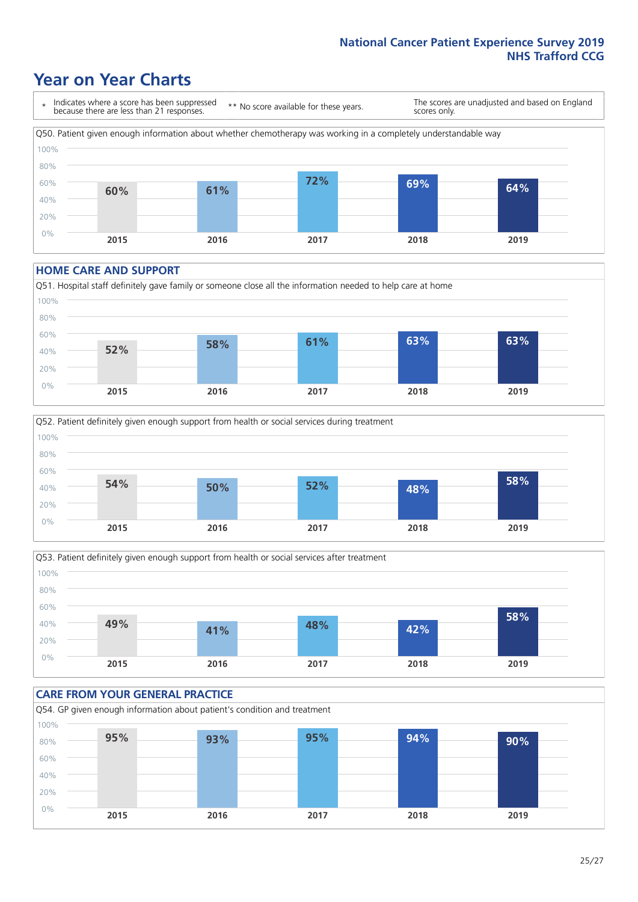# Year on Year Charts

\* Indicates where a score has been suppressed because there are less than 21 responses.

\*\* No score available for these years.

The scores are unadjusted and based on England scores only.

Q50. Patient given enough information about whether chemotherapy was working in a completely understandable way

| 2015 | 2016 | 2017 | 2018 | 2019 |
| --- | --- | --- | --- | --- |
| 60% | 61% | 72% | 69% | 64% |

## HOME CARE AND SUPPORT

Q51. Hospital staff definitely gave family or someone close all the information needed to help care at home

| 2015 | 2016 | 2017 | 2018 | 2019 |
| --- | --- | --- | --- | --- |
| 52% | 58% | 61% | 63% | 63% |

Q52. Patient definitely given enough support from health or social services during treatment

| 2015 | 2016 | 2017 | 2018 | 2019 |
| --- | --- | --- | --- | --- |
| 54% | 50% | 52% | 48% | 58% |

Q53. Patient definitely given enough support from health or social services after treatment

| 2015 | 2016 | 2017 | 2018 | 2019 |
| --- | --- | --- | --- | --- |
| 49% | 41% | 48% | 42% | 58% |

## CARE FROM YOUR GENERAL PRACTICE

Q54. GP given enough information about patient's condition and treatment

| 2015 | 2016 | 2017 | 2018 | 2019 |
| --- | --- | --- | --- | --- |
| 95% | 93% | 95% | 94% | 90% |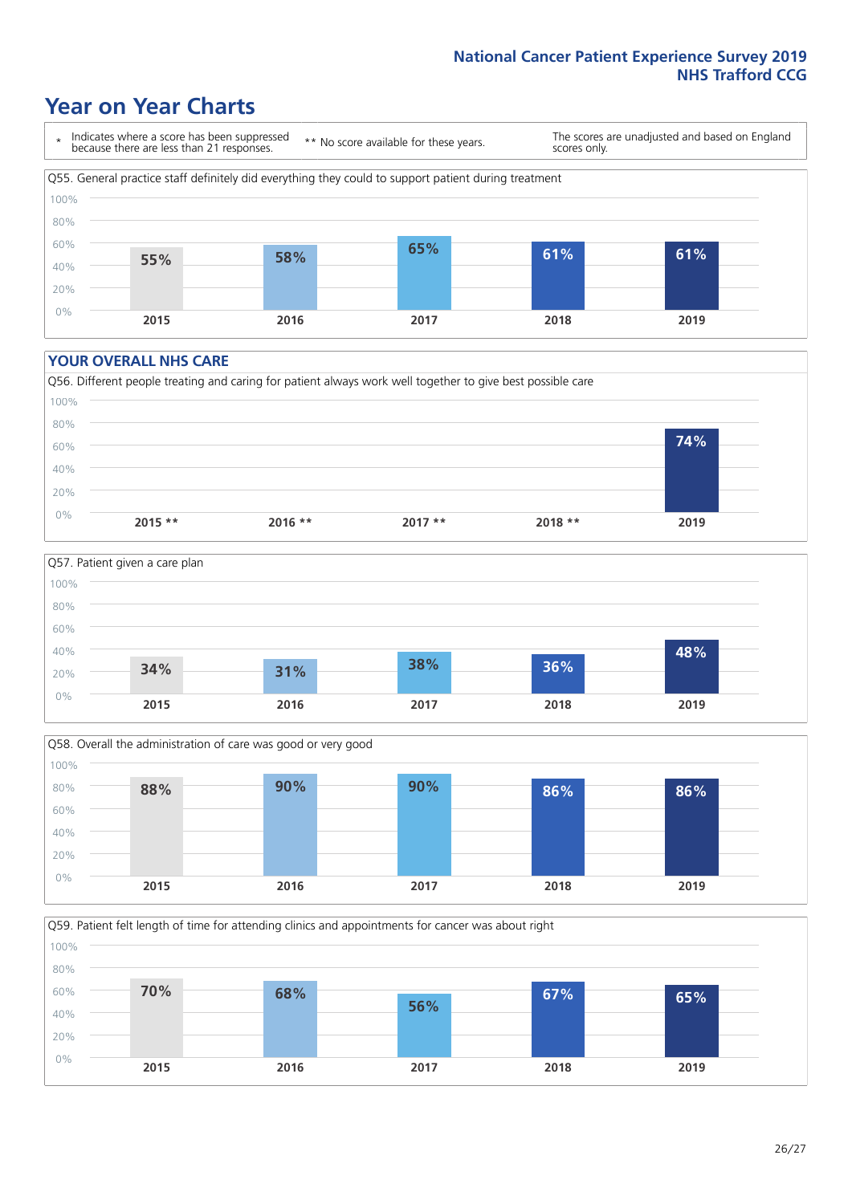# Year on Year Charts

\* Indicates where a score has been suppressed because there are less than 21 responses.

** No score available for these years.

The scores are unadjusted and based on England scores only.

Q55. General practice staff definitely did everything they could to support patient during treatment

| 2015 | 2016 | 2017 | 2018 | 2019 |
|---|---|---|---|---|
| 55% | 58% | 65% | 61% | 61% |

## YOUR OVERALL NHS CARE

Q56. Different people treating and caring for patient always work well together to give best possible care

| 2015 ** | 2016 ** | 2017 ** | 2018 ** | 2019 |
|---|---|---|---|---|
| | | | | 74% |

Q57. Patient given a care plan

| 2015 | 2016 | 2017 | 2018 | 2019 |
|---|---|---|---|---|
| 34% | 31% | 38% | 36% | 48% |

Q58. Overall the administration of care was good or very good

| 2015 | 2016 | 2017 | 2018 | 2019 |
|---|---|---|---|---|
| 88% | 90% | 90% | 86% | 86% |

Q59. Patient felt length of time for attending clinics and appointments for cancer was about right

| 2015 | 2016 | 2017 | 2018 | 2019 |
|---|---|---|---|---|
| 70% | 68% | 56% | 67% | 65% |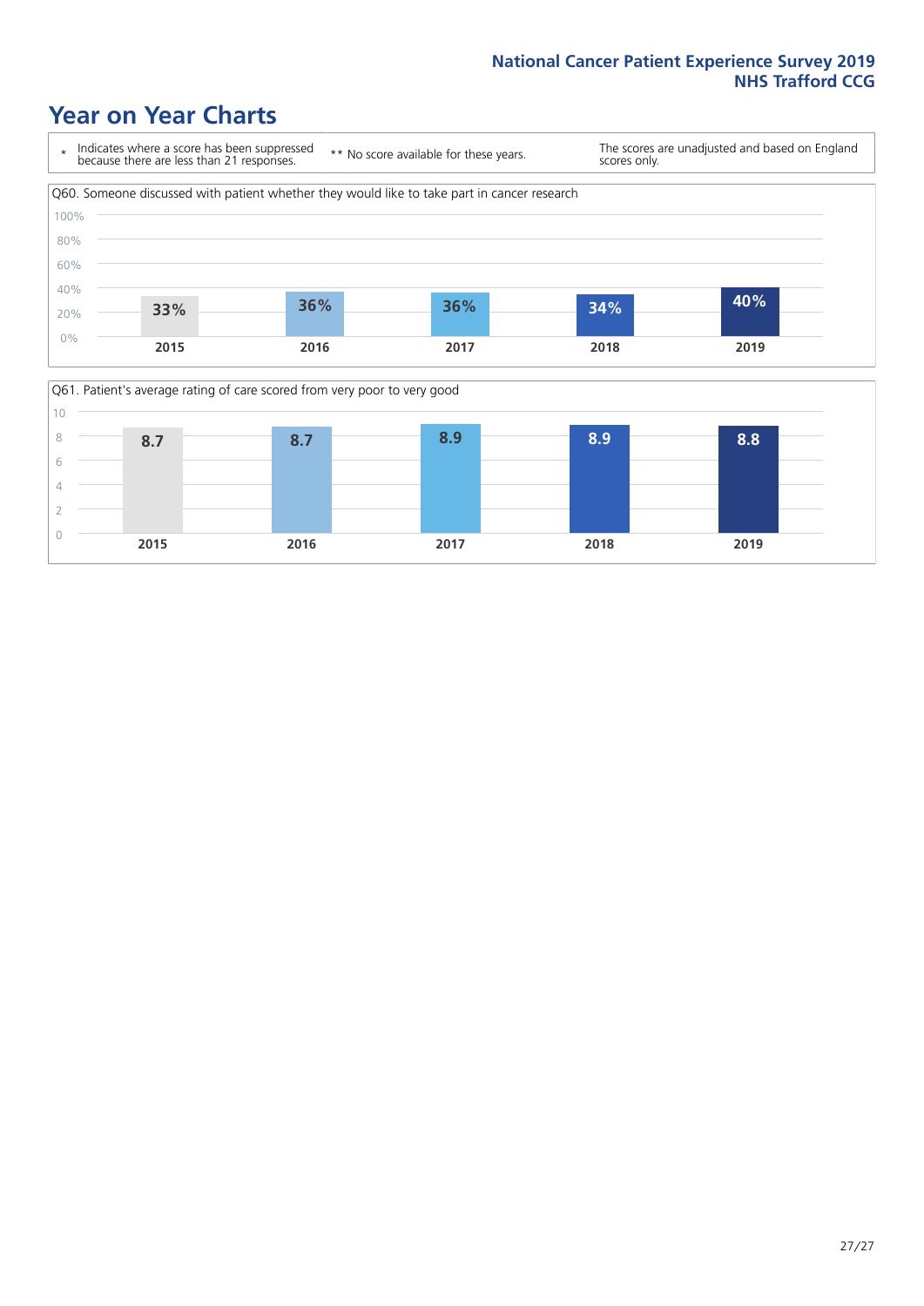# Year on Year Charts

\* Indicates where a score has been suppressed because there are less than 21 responses.

\*\* No score available for these years.

The scores are unadjusted and based on England scores only.

Q60. Someone discussed with patient whether they would like to take part in cancer research

100%
80%
60%
40%
20%
0%

33% 36% 36% 34% 40%

2015 2016 2017 2018 2019

Q61. Patient's average rating of care scored from very poor to very good

10
8
6
4
2
0

8.7 8.7 8.9 8.9 8.8

2015 2016 2017 2018 2019